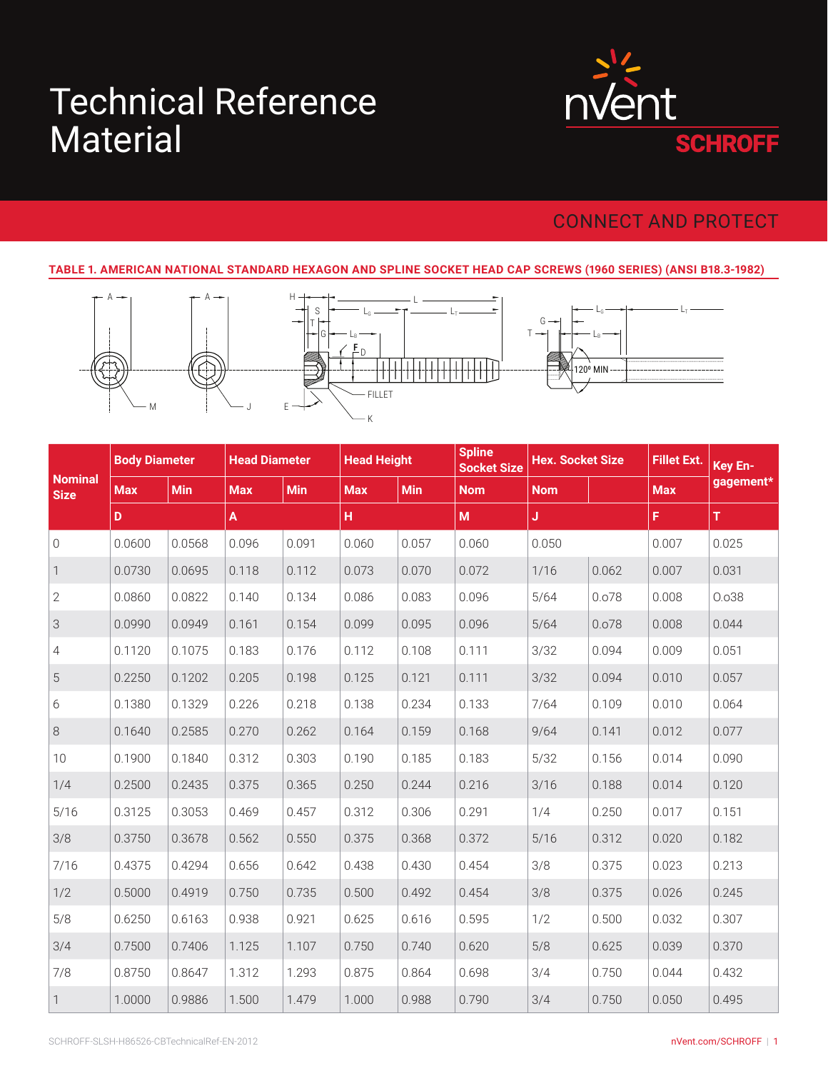# Technical Reference Material

nVent SCHROFF

CONNECT AND PROTECT

**TABLE 1. AMERICAN NATIONAL STANDARD HEXAGON AND SPLINE SOCKET HEAD CAP SCREWS (1960 SERIES) (ANSI B18.3-1982)**

| Nominal Size | Body Diameter | | Head Diameter | | Head Height | | Spline Socket Size | Hex. Socket Size | | Fillet Ext. | Key Engagement* |
|---|---|---|---|---|---|---|---|---|---|---|---|
| | Max | Min | Max | Min | Max | Min | Nom | Nom | | Max | |
| | D | | A | | H | | M | J | | F | T |
| 0 | 0.0600 | 0.0568 | 0.096 | 0.091 | 0.060 | 0.057 | 0.060 | 0.050 | | 0.007 | 0.025 |
| 1 | 0.0730 | 0.0695 | 0.118 | 0.112 | 0.073 | 0.070 | 0.072 | 1/16 | 0.062 | 0.007 | 0.031 |
| 2 | 0.0860 | 0.0822 | 0.140 | 0.134 | 0.086 | 0.083 | 0.096 | 5/64 | 0.078 | 0.008 | 0.038 |
| 3 | 0.0990 | 0.0949 | 0.161 | 0.154 | 0.099 | 0.095 | 0.096 | 5/64 | 0.078 | 0.008 | 0.044 |
| 4 | 0.1120 | 0.1075 | 0.183 | 0.176 | 0.112 | 0.108 | 0.111 | 3/32 | 0.094 | 0.009 | 0.051 |
| 5 | 0.2250 | 0.1202 | 0.205 | 0.198 | 0.125 | 0.121 | 0.111 | 3/32 | 0.094 | 0.010 | 0.057 |
| 6 | 0.1380 | 0.1329 | 0.226 | 0.218 | 0.138 | 0.234 | 0.133 | 7/64 | 0.109 | 0.010 | 0.064 |
| 8 | 0.1640 | 0.2585 | 0.270 | 0.262 | 0.164 | 0.159 | 0.168 | 9/64 | 0.141 | 0.012 | 0.077 |
| 10 | 0.1900 | 0.1840 | 0.312 | 0.303 | 0.190 | 0.185 | 0.183 | 5/32 | 0.156 | 0.014 | 0.090 |
| 1/4 | 0.2500 | 0.2435 | 0.375 | 0.365 | 0.250 | 0.244 | 0.216 | 3/16 | 0.188 | 0.014 | 0.120 |
| 5/16 | 0.3125 | 0.3053 | 0.469 | 0.457 | 0.312 | 0.306 | 0.291 | 1/4 | 0.250 | 0.017 | 0.151 |
| 3/8 | 0.3750 | 0.3678 | 0.562 | 0.550 | 0.375 | 0.368 | 0.372 | 5/16 | 0.312 | 0.020 | 0.182 |
| 7/16 | 0.4375 | 0.4294 | 0.656 | 0.642 | 0.438 | 0.430 | 0.454 | 3/8 | 0.375 | 0.023 | 0.213 |
| 1/2 | 0.5000 | 0.4919 | 0.750 | 0.735 | 0.500 | 0.492 | 0.454 | 3/8 | 0.375 | 0.026 | 0.245 |
| 5/8 | 0.6250 | 0.6163 | 0.938 | 0.921 | 0.625 | 0.616 | 0.595 | 1/2 | 0.500 | 0.032 | 0.307 |
| 3/4 | 0.7500 | 0.7406 | 1.125 | 1.107 | 0.750 | 0.740 | 0.620 | 5/8 | 0.625 | 0.039 | 0.370 |
| 7/8 | 0.8750 | 0.8647 | 1.312 | 1.293 | 0.875 | 0.864 | 0.698 | 3/4 | 0.750 | 0.044 | 0.432 |
| 1 | 1.0000 | 0.9886 | 1.500 | 1.479 | 1.000 | 0.988 | 0.790 | 3/4 | 0.750 | 0.050 | 0.495 |

SCHROFF-SLSH-H86526-CBTechnicalRef-EN-2012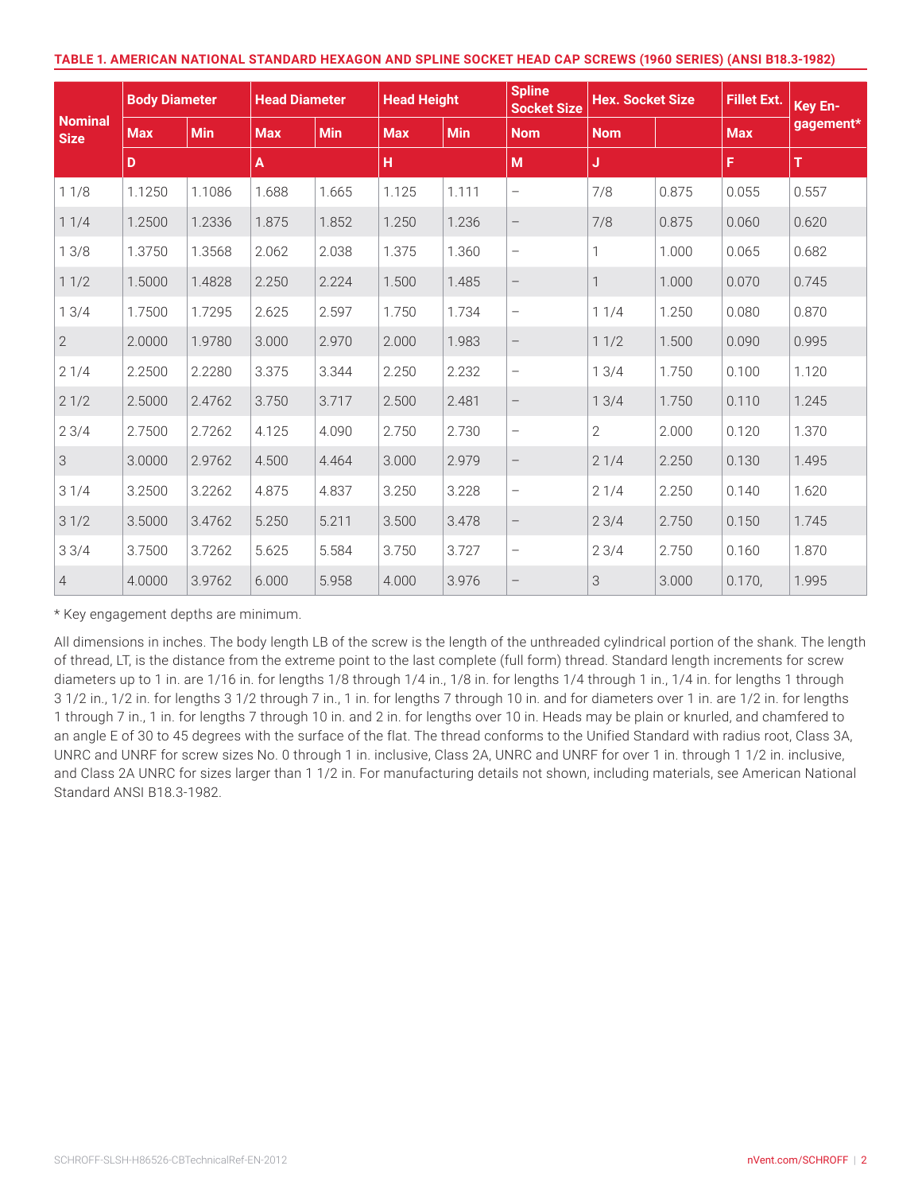**TABLE 1. AMERICAN NATIONAL STANDARD HEXAGON AND SPLINE SOCKET HEAD CAP SCREWS (1960 SERIES) (ANSI B18.3-1982)**

| Nominal Size | Body Diameter | | Head Diameter | | Head Height | | Spline Socket Size | Hex. Socket Size | | Fillet Ext. | Key Engagement* |
|---|---|---|---|---|---|---|---|---|---|---|---|
| | Max | Min | Max | Min | Max | Min | Nom | Nom | | Max | |
| | D | | A | | H | | M | J | | F | T |
| 1 1/8 | 1.1250 | 1.1086 | 1.688 | 1.665 | 1.125 | 1.111 | – | 7/8 | 0.875 | 0.055 | 0.557 |
| 1 1/4 | 1.2500 | 1.2336 | 1.875 | 1.852 | 1.250 | 1.236 | – | 7/8 | 0.875 | 0.060 | 0.620 |
| 1 3/8 | 1.3750 | 1.3568 | 2.062 | 2.038 | 1.375 | 1.360 | – | 1 | 1.000 | 0.065 | 0.682 |
| 1 1/2 | 1.5000 | 1.4828 | 2.250 | 2.224 | 1.500 | 1.485 | – | 1 | 1.000 | 0.070 | 0.745 |
| 1 3/4 | 1.7500 | 1.7295 | 2.625 | 2.597 | 1.750 | 1.734 | – | 1 1/4 | 1.250 | 0.080 | 0.870 |
| 2 | 2.0000 | 1.9780 | 3.000 | 2.970 | 2.000 | 1.983 | – | 1 1/2 | 1.500 | 0.090 | 0.995 |
| 2 1/4 | 2.2500 | 2.2280 | 3.375 | 3.344 | 2.250 | 2.232 | – | 1 3/4 | 1.750 | 0.100 | 1.120 |
| 2 1/2 | 2.5000 | 2.4762 | 3.750 | 3.717 | 2.500 | 2.481 | – | 1 3/4 | 1.750 | 0.110 | 1.245 |
| 2 3/4 | 2.7500 | 2.7262 | 4.125 | 4.090 | 2.750 | 2.730 | – | 2 | 2.000 | 0.120 | 1.370 |
| 3 | 3.0000 | 2.9762 | 4.500 | 4.464 | 3.000 | 2.979 | – | 2 1/4 | 2.250 | 0.130 | 1.495 |
| 3 1/4 | 3.2500 | 3.2262 | 4.875 | 4.837 | 3.250 | 3.228 | – | 2 1/4 | 2.250 | 0.140 | 1.620 |
| 3 1/2 | 3.5000 | 3.4762 | 5.250 | 5.211 | 3.500 | 3.478 | – | 2 3/4 | 2.750 | 0.150 | 1.745 |
| 3 3/4 | 3.7500 | 3.7262 | 5.625 | 5.584 | 3.750 | 3.727 | – | 2 3/4 | 2.750 | 0.160 | 1.870 |
| 4 | 4.0000 | 3.9762 | 6.000 | 5.958 | 4.000 | 3.976 | – | 3 | 3.000 | 0.170, | 1.995 |

* Key engagement depths are minimum.

All dimensions in inches. The body length LB of the screw is the length of the unthreaded cylindrical portion of the shank. The length of thread, LT, is the distance from the extreme point to the last complete (full form) thread. Standard length increments for screw diameters up to 1 in. are 1/16 in. for lengths 1/8 through 1/4 in., 1/8 in. for lengths 1/4 through 1 in., 1/4 in. for lengths 1 through 3 1/2 in., 1/2 in. for lengths 3 1/2 through 7 in., 1 in. for lengths 7 through 10 in. and for diameters over 1 in. are 1/2 in. for lengths 1 through 7 in., 1 in. for lengths 7 through 10 in. and 2 in. for lengths over 10 in. Heads may be plain or knurled, and chamfered to an angle E of 30 to 45 degrees with the surface of the flat. The thread conforms to the Unified Standard with radius root, Class 3A, UNRC and UNRF for screw sizes No. 0 through 1 in. inclusive, Class 2A, UNRC and UNRF for over 1 in. through 1 1/2 in. inclusive, and Class 2A UNRC for sizes larger than 1 1/2 in. For manufacturing details not shown, including materials, see American National Standard ANSI B18.3-1982.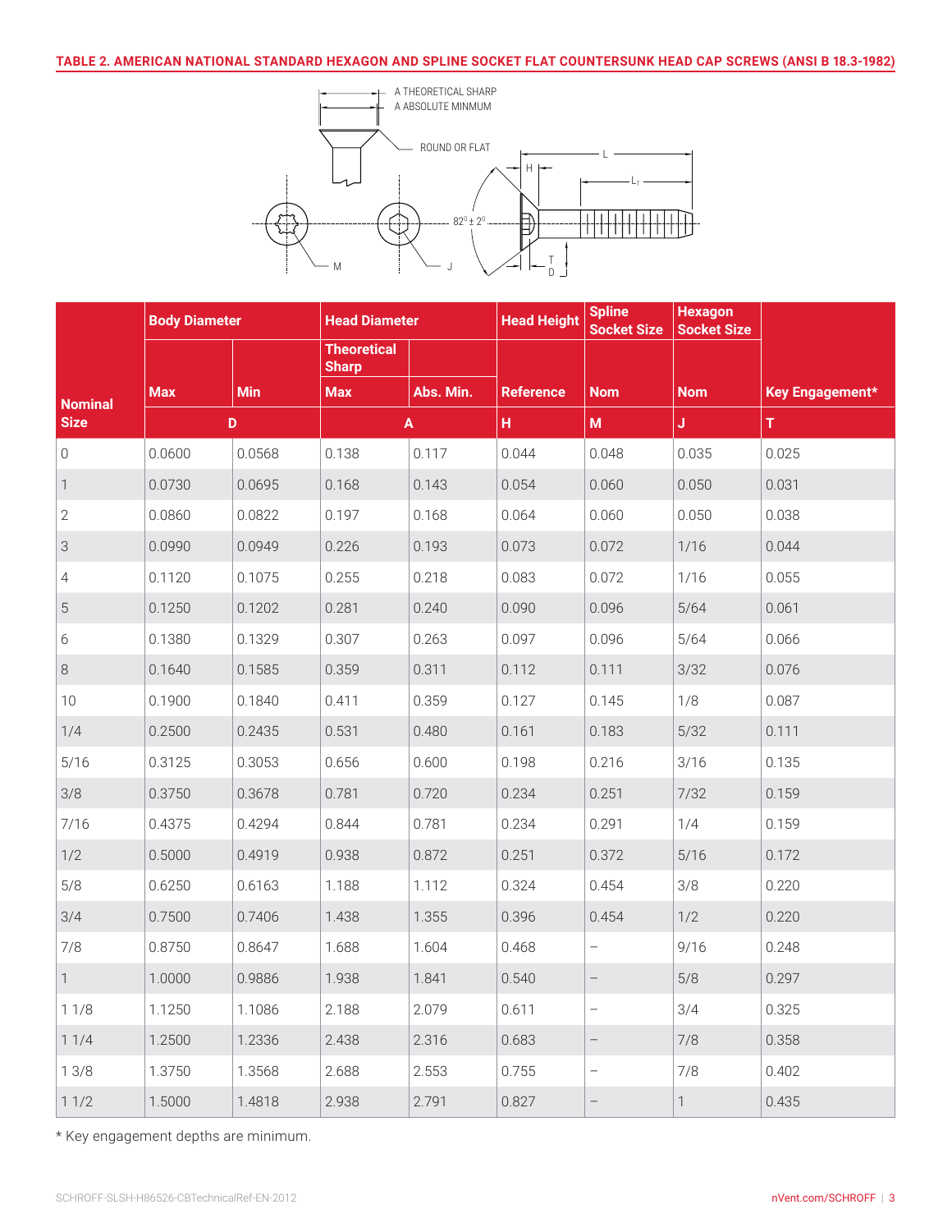## TABLE 2. AMERICAN NATIONAL STANDARD HEXAGON AND SPLINE SOCKET FLAT COUNTERSUNK HEAD CAP SCREWS (ANSI B 18.3-1982)

| Nominal Size | Body Diameter | | Head Diameter | | Head Height | Spline Socket Size | Hexagon Socket Size | Key Engagement* |
|---|---|---|---|---|---|---|---|---|
| | | | Theoretical Sharp | | | | | |
| | Max | Min | Max | Abs. Min. | Reference | Nom | Nom | Key Engagement* |
| | D | | A | | H | M | J | T |
| 0 | 0.0600 | 0.0568 | 0.138 | 0.117 | 0.044 | 0.048 | 0.035 | 0.025 |
| 1 | 0.0730 | 0.0695 | 0.168 | 0.143 | 0.054 | 0.060 | 0.050 | 0.031 |
| 2 | 0.0860 | 0.0822 | 0.197 | 0.168 | 0.064 | 0.060 | 0.050 | 0.038 |
| 3 | 0.0990 | 0.0949 | 0.226 | 0.193 | 0.073 | 0.072 | 1/16 | 0.044 |
| 4 | 0.1120 | 0.1075 | 0.255 | 0.218 | 0.083 | 0.072 | 1/16 | 0.055 |
| 5 | 0.1250 | 0.1202 | 0.281 | 0.240 | 0.090 | 0.096 | 5/64 | 0.061 |
| 6 | 0.1380 | 0.1329 | 0.307 | 0.263 | 0.097 | 0.096 | 5/64 | 0.066 |
| 8 | 0.1640 | 0.1585 | 0.359 | 0.311 | 0.112 | 0.111 | 3/32 | 0.076 |
| 10 | 0.1900 | 0.1840 | 0.411 | 0.359 | 0.127 | 0.145 | 1/8 | 0.087 |
| 1/4 | 0.2500 | 0.2435 | 0.531 | 0.480 | 0.161 | 0.183 | 5/32 | 0.111 |
| 5/16 | 0.3125 | 0.3053 | 0.656 | 0.600 | 0.198 | 0.216 | 3/16 | 0.135 |
| 3/8 | 0.3750 | 0.3678 | 0.781 | 0.720 | 0.234 | 0.251 | 7/32 | 0.159 |
| 7/16 | 0.4375 | 0.4294 | 0.844 | 0.781 | 0.234 | 0.291 | 1/4 | 0.159 |
| 1/2 | 0.5000 | 0.4919 | 0.938 | 0.872 | 0.251 | 0.372 | 5/16 | 0.172 |
| 5/8 | 0.6250 | 0.6163 | 1.188 | 1.112 | 0.324 | 0.454 | 3/8 | 0.220 |
| 3/4 | 0.7500 | 0.7406 | 1.438 | 1.355 | 0.396 | 0.454 | 1/2 | 0.220 |
| 7/8 | 0.8750 | 0.8647 | 1.688 | 1.604 | 0.468 | – | 9/16 | 0.248 |
| 1 | 1.0000 | 0.9886 | 1.938 | 1.841 | 0.540 | – | 5/8 | 0.297 |
| 1 1/8 | 1.1250 | 1.1086 | 2.188 | 2.079 | 0.611 | – | 3/4 | 0.325 |
| 1 1/4 | 1.2500 | 1.2336 | 2.438 | 2.316 | 0.683 | – | 7/8 | 0.358 |
| 1 3/8 | 1.3750 | 1.3568 | 2.688 | 2.553 | 0.755 | – | 7/8 | 0.402 |
| 1 1/2 | 1.5000 | 1.4818 | 2.938 | 2.791 | 0.827 | – | 1 | 0.435 |

* Key engagement depths are minimum.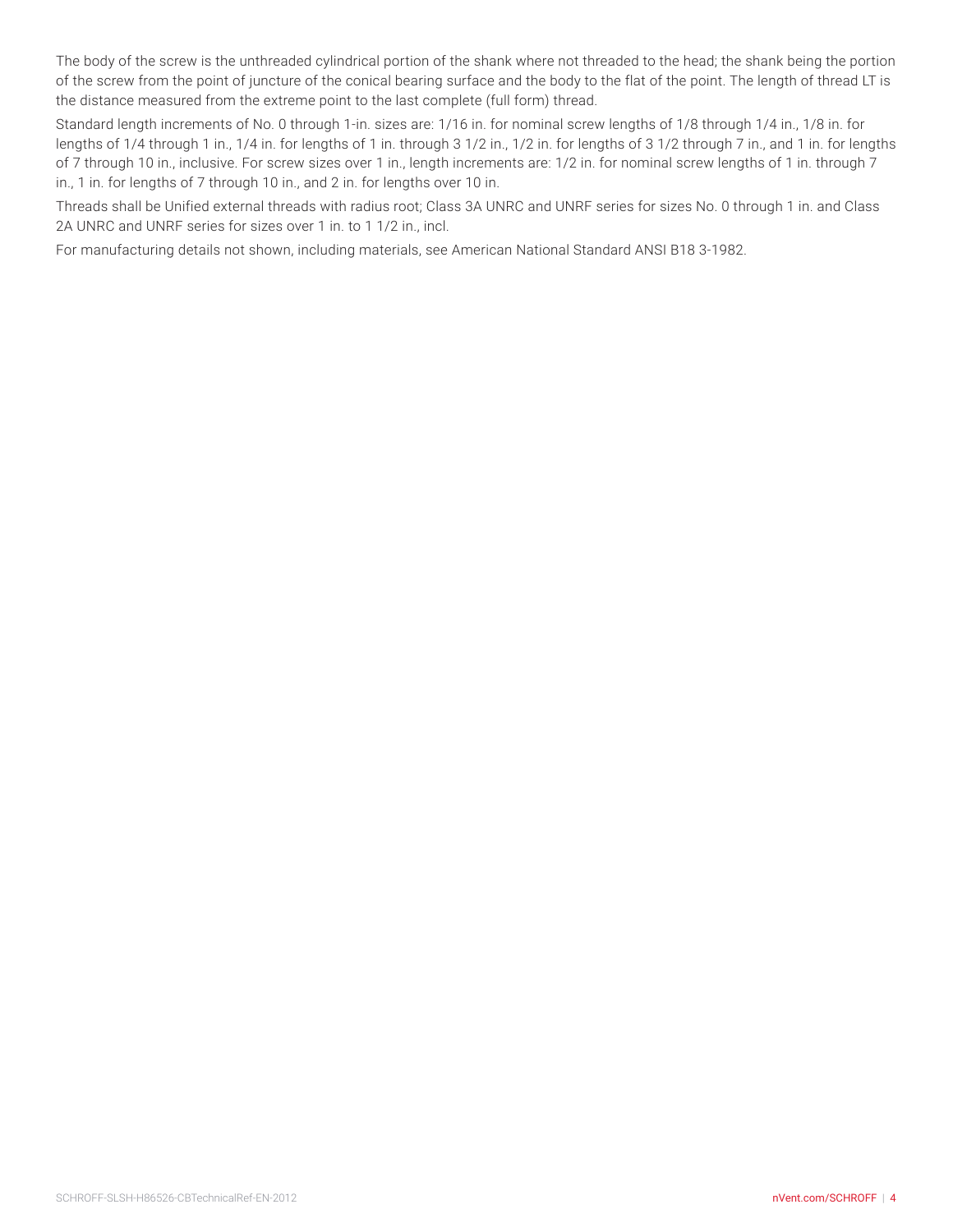The body of the screw is the unthreaded cylindrical portion of the shank where not threaded to the head; the shank being the portion of the screw from the point of juncture of the conical bearing surface and the body to the flat of the point. The length of thread LT is the distance measured from the extreme point to the last complete (full form) thread.

Standard length increments of No. 0 through 1-in. sizes are: 1/16 in. for nominal screw lengths of 1/8 through 1/4 in., 1/8 in. for lengths of 1/4 through 1 in., 1/4 in. for lengths of 1 in. through 3 1/2 in., 1/2 in. for lengths of 3 1/2 through 7 in., and 1 in. for lengths of 7 through 10 in., inclusive. For screw sizes over 1 in., length increments are: 1/2 in. for nominal screw lengths of 1 in. through 7 in., 1 in. for lengths of 7 through 10 in., and 2 in. for lengths over 10 in.

Threads shall be Unified external threads with radius root; Class 3A UNRC and UNRF series for sizes No. 0 through 1 in. and Class 2A UNRC and UNRF series for sizes over 1 in. to 1 1/2 in., incl.

For manufacturing details not shown, including materials, see American National Standard ANSI B18 3-1982.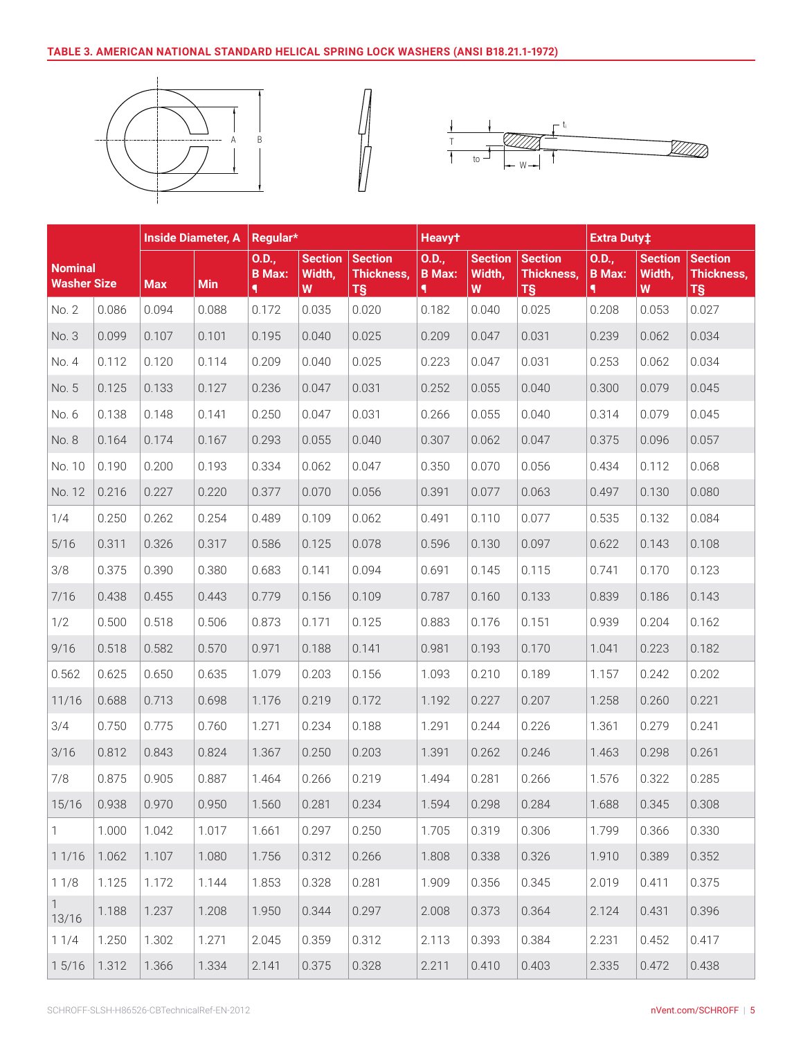## TABLE 3. AMERICAN NATIONAL STANDARD HELICAL SPRING LOCK WASHERS (ANSI B18.21.1-1972)

| Nominal Washer Size | | Inside Diameter, A | | Regular* | | | Heavy† | | | Extra Duty‡ | | |
|---|---|---|---|---|---|---|---|---|---|---|---|---|
| | | Max | Min | O.D., B Max: ¶ | Section Width, W | Section Thickness, T§ | O.D., B Max: ¶ | Section Width, W | Section Thickness, T§ | O.D., B Max: ¶ | Section Width, W | Section Thickness, T§ |
| No. 2 | 0.086 | 0.094 | 0.088 | 0.172 | 0.035 | 0.020 | 0.182 | 0.040 | 0.025 | 0.208 | 0.053 | 0.027 |
| No. 3 | 0.099 | 0.107 | 0.101 | 0.195 | 0.040 | 0.025 | 0.209 | 0.047 | 0.031 | 0.239 | 0.062 | 0.034 |
| No. 4 | 0.112 | 0.120 | 0.114 | 0.209 | 0.040 | 0.025 | 0.223 | 0.047 | 0.031 | 0.253 | 0.062 | 0.034 |
| No. 5 | 0.125 | 0.133 | 0.127 | 0.236 | 0.047 | 0.031 | 0.252 | 0.055 | 0.040 | 0.300 | 0.079 | 0.045 |
| No. 6 | 0.138 | 0.148 | 0.141 | 0.250 | 0.047 | 0.031 | 0.266 | 0.055 | 0.040 | 0.314 | 0.079 | 0.045 |
| No. 8 | 0.164 | 0.174 | 0.167 | 0.293 | 0.055 | 0.040 | 0.307 | 0.062 | 0.047 | 0.375 | 0.096 | 0.057 |
| No. 10 | 0.190 | 0.200 | 0.193 | 0.334 | 0.062 | 0.047 | 0.350 | 0.070 | 0.056 | 0.434 | 0.112 | 0.068 |
| No. 12 | 0.216 | 0.227 | 0.220 | 0.377 | 0.070 | 0.056 | 0.391 | 0.077 | 0.063 | 0.497 | 0.130 | 0.080 |
| 1/4 | 0.250 | 0.262 | 0.254 | 0.489 | 0.109 | 0.062 | 0.491 | 0.110 | 0.077 | 0.535 | 0.132 | 0.084 |
| 5/16 | 0.311 | 0.326 | 0.317 | 0.586 | 0.125 | 0.078 | 0.596 | 0.130 | 0.097 | 0.622 | 0.143 | 0.108 |
| 3/8 | 0.375 | 0.390 | 0.380 | 0.683 | 0.141 | 0.094 | 0.691 | 0.145 | 0.115 | 0.741 | 0.170 | 0.123 |
| 7/16 | 0.438 | 0.455 | 0.443 | 0.779 | 0.156 | 0.109 | 0.787 | 0.160 | 0.133 | 0.839 | 0.186 | 0.143 |
| 1/2 | 0.500 | 0.518 | 0.506 | 0.873 | 0.171 | 0.125 | 0.883 | 0.176 | 0.151 | 0.939 | 0.204 | 0.162 |
| 9/16 | 0.518 | 0.582 | 0.570 | 0.971 | 0.188 | 0.141 | 0.981 | 0.193 | 0.170 | 1.041 | 0.223 | 0.182 |
| 0.562 | 0.625 | 0.650 | 0.635 | 1.079 | 0.203 | 0.156 | 1.093 | 0.210 | 0.189 | 1.157 | 0.242 | 0.202 |
| 11/16 | 0.688 | 0.713 | 0.698 | 1.176 | 0.219 | 0.172 | 1.192 | 0.227 | 0.207 | 1.258 | 0.260 | 0.221 |
| 3/4 | 0.750 | 0.775 | 0.760 | 1.271 | 0.234 | 0.188 | 1.291 | 0.244 | 0.226 | 1.361 | 0.279 | 0.241 |
| 3/16 | 0.812 | 0.843 | 0.824 | 1.367 | 0.250 | 0.203 | 1.391 | 0.262 | 0.246 | 1.463 | 0.298 | 0.261 |
| 7/8 | 0.875 | 0.905 | 0.887 | 1.464 | 0.266 | 0.219 | 1.494 | 0.281 | 0.266 | 1.576 | 0.322 | 0.285 |
| 15/16 | 0.938 | 0.970 | 0.950 | 1.560 | 0.281 | 0.234 | 1.594 | 0.298 | 0.284 | 1.688 | 0.345 | 0.308 |
| 1 | 1.000 | 1.042 | 1.017 | 1.661 | 0.297 | 0.250 | 1.705 | 0.319 | 0.306 | 1.799 | 0.366 | 0.330 |
| 1 1/16 | 1.062 | 1.107 | 1.080 | 1.756 | 0.312 | 0.266 | 1.808 | 0.338 | 0.326 | 1.910 | 0.389 | 0.352 |
| 1 1/8 | 1.125 | 1.172 | 1.144 | 1.853 | 0.328 | 0.281 | 1.909 | 0.356 | 0.345 | 2.019 | 0.411 | 0.375 |
| 1 13/16 | 1.188 | 1.237 | 1.208 | 1.950 | 0.344 | 0.297 | 2.008 | 0.373 | 0.364 | 2.124 | 0.431 | 0.396 |
| 1 1/4 | 1.250 | 1.302 | 1.271 | 2.045 | 0.359 | 0.312 | 2.113 | 0.393 | 0.384 | 2.231 | 0.452 | 0.417 |
| 1 5/16 | 1.312 | 1.366 | 1.334 | 2.141 | 0.375 | 0.328 | 2.211 | 0.410 | 0.403 | 2.335 | 0.472 | 0.438 |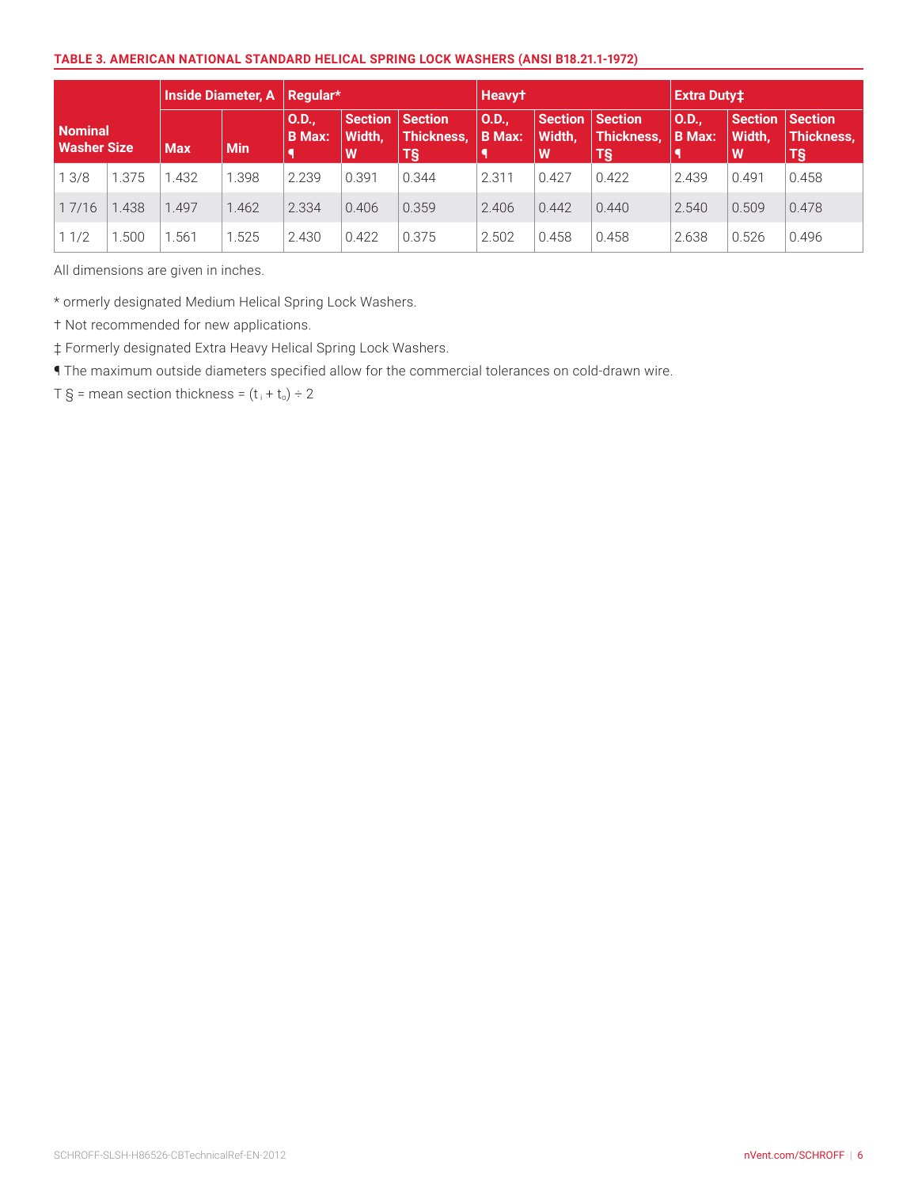**TABLE 3. AMERICAN NATIONAL STANDARD HELICAL SPRING LOCK WASHERS (ANSI B18.21.1-1972)**

| Nominal Washer Size | | Inside Diameter, A | | Regular* | | | Heavy† | | | Extra Duty‡ | | |
|---|---|---|---|---|---|---|---|---|---|---|---|---|
| | | Max | Min | O.D., B Max: ¶ | Section Width, W | Section Thickness, T§ | O.D., B Max: ¶ | Section Width, W | Section Thickness, T§ | O.D., B Max: ¶ | Section Width, W | Section Thickness, T§ |
| 1 3/8 | 1.375 | 1.432 | 1.398 | 2.239 | 0.391 | 0.344 | 2.311 | 0.427 | 0.422 | 2.439 | 0.491 | 0.458 |
| 1 7/16 | 1.438 | 1.497 | 1.462 | 2.334 | 0.406 | 0.359 | 2.406 | 0.442 | 0.440 | 2.540 | 0.509 | 0.478 |
| 1 1/2 | 1.500 | 1.561 | 1.525 | 2.430 | 0.422 | 0.375 | 2.502 | 0.458 | 0.458 | 2.638 | 0.526 | 0.496 |

All dimensions are given in inches.

* ormerly designated Medium Helical Spring Lock Washers.

† Not recommended for new applications.

‡ Formerly designated Extra Heavy Helical Spring Lock Washers.

¶ The maximum outside diameters specified allow for the commercial tolerances on cold-drawn wire.

T § = mean section thickness = $(t_i + t_o) \div 2$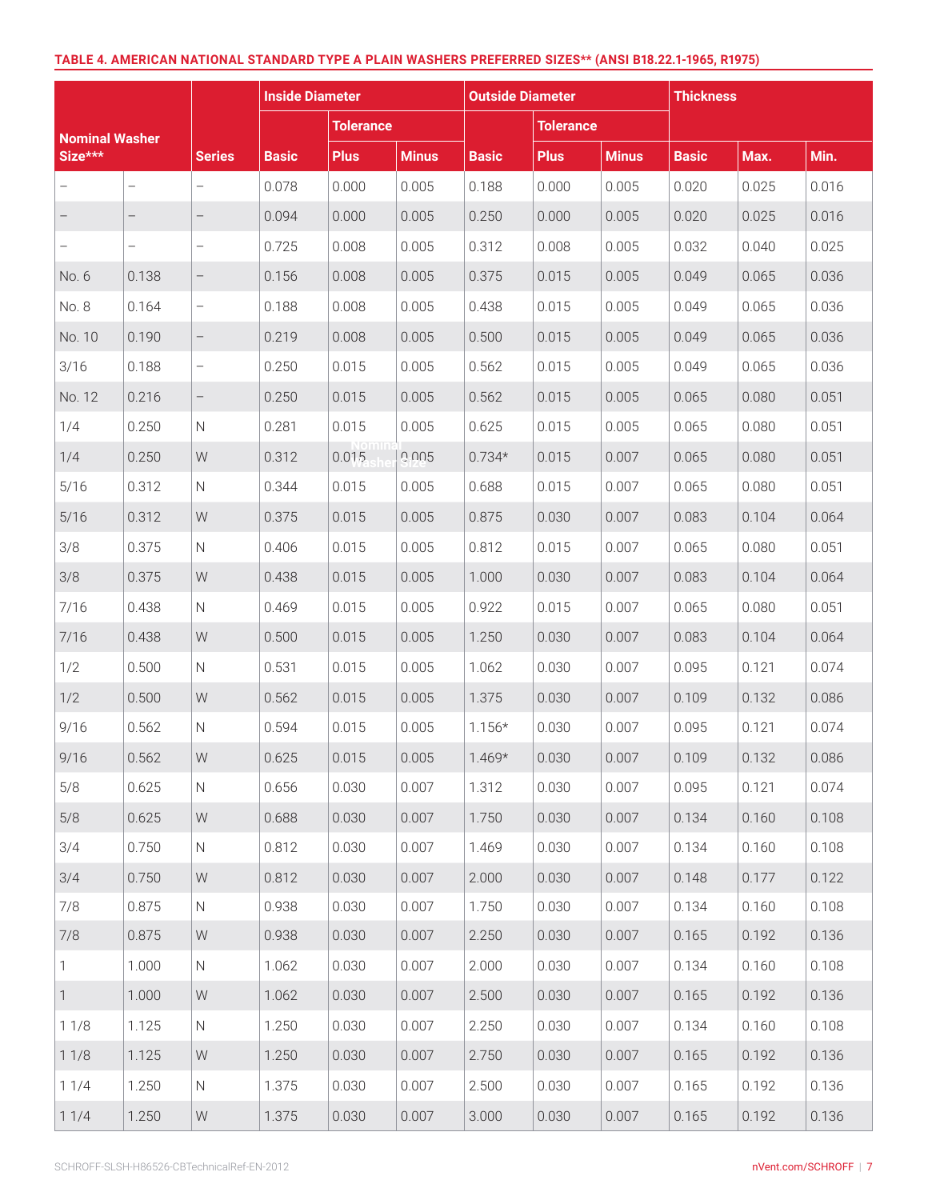**TABLE 4. AMERICAN NATIONAL STANDARD TYPE A PLAIN WASHERS PREFERRED SIZES** (ANSI B18.22.1-1965, R1975)**

| Nominal Washer Size*** | | Series | Inside Diameter | | | Outside Diameter | | | Thickness | | |
|---|---|---|---|---|---|---|---|---|---|---|---|
| | | | | Tolerance | | | Tolerance | | | | |
| | | | Basic | Plus | Minus | Basic | Plus | Minus | Basic | Max. | Min. |
| – | – | – | 0.078 | 0.000 | 0.005 | 0.188 | 0.000 | 0.005 | 0.020 | 0.025 | 0.016 |
| – | – | – | 0.094 | 0.000 | 0.005 | 0.250 | 0.000 | 0.005 | 0.020 | 0.025 | 0.016 |
| – | – | – | 0.725 | 0.008 | 0.005 | 0.312 | 0.008 | 0.005 | 0.032 | 0.040 | 0.025 |
| No. 6 | 0.138 | – | 0.156 | 0.008 | 0.005 | 0.375 | 0.015 | 0.005 | 0.049 | 0.065 | 0.036 |
| No. 8 | 0.164 | – | 0.188 | 0.008 | 0.005 | 0.438 | 0.015 | 0.005 | 0.049 | 0.065 | 0.036 |
| No. 10 | 0.190 | – | 0.219 | 0.008 | 0.005 | 0.500 | 0.015 | 0.005 | 0.049 | 0.065 | 0.036 |
| 3/16 | 0.188 | – | 0.250 | 0.015 | 0.005 | 0.562 | 0.015 | 0.005 | 0.049 | 0.065 | 0.036 |
| No. 12 | 0.216 | – | 0.250 | 0.015 | 0.005 | 0.562 | 0.015 | 0.005 | 0.065 | 0.080 | 0.051 |
| 1/4 | 0.250 | N | 0.281 | 0.015 | 0.005 | 0.625 | 0.015 | 0.005 | 0.065 | 0.080 | 0.051 |
| 1/4 | 0.250 | W | 0.312 | 0.015 | 0.005 | 0.734* | 0.015 | 0.007 | 0.065 | 0.080 | 0.051 |
| 5/16 | 0.312 | N | 0.344 | 0.015 | 0.005 | 0.688 | 0.015 | 0.007 | 0.065 | 0.080 | 0.051 |
| 5/16 | 0.312 | W | 0.375 | 0.015 | 0.005 | 0.875 | 0.030 | 0.007 | 0.083 | 0.104 | 0.064 |
| 3/8 | 0.375 | N | 0.406 | 0.015 | 0.005 | 0.812 | 0.015 | 0.007 | 0.065 | 0.080 | 0.051 |
| 3/8 | 0.375 | W | 0.438 | 0.015 | 0.005 | 1.000 | 0.030 | 0.007 | 0.083 | 0.104 | 0.064 |
| 7/16 | 0.438 | N | 0.469 | 0.015 | 0.005 | 0.922 | 0.015 | 0.007 | 0.065 | 0.080 | 0.051 |
| 7/16 | 0.438 | W | 0.500 | 0.015 | 0.005 | 1.250 | 0.030 | 0.007 | 0.083 | 0.104 | 0.064 |
| 1/2 | 0.500 | N | 0.531 | 0.015 | 0.005 | 1.062 | 0.030 | 0.007 | 0.095 | 0.121 | 0.074 |
| 1/2 | 0.500 | W | 0.562 | 0.015 | 0.005 | 1.375 | 0.030 | 0.007 | 0.109 | 0.132 | 0.086 |
| 9/16 | 0.562 | N | 0.594 | 0.015 | 0.005 | 1.156* | 0.030 | 0.007 | 0.095 | 0.121 | 0.074 |
| 9/16 | 0.562 | W | 0.625 | 0.015 | 0.005 | 1.469* | 0.030 | 0.007 | 0.109 | 0.132 | 0.086 |
| 5/8 | 0.625 | N | 0.656 | 0.030 | 0.007 | 1.312 | 0.030 | 0.007 | 0.095 | 0.121 | 0.074 |
| 5/8 | 0.625 | W | 0.688 | 0.030 | 0.007 | 1.750 | 0.030 | 0.007 | 0.134 | 0.160 | 0.108 |
| 3/4 | 0.750 | N | 0.812 | 0.030 | 0.007 | 1.469 | 0.030 | 0.007 | 0.134 | 0.160 | 0.108 |
| 3/4 | 0.750 | W | 0.812 | 0.030 | 0.007 | 2.000 | 0.030 | 0.007 | 0.148 | 0.177 | 0.122 |
| 7/8 | 0.875 | N | 0.938 | 0.030 | 0.007 | 1.750 | 0.030 | 0.007 | 0.134 | 0.160 | 0.108 |
| 7/8 | 0.875 | W | 0.938 | 0.030 | 0.007 | 2.250 | 0.030 | 0.007 | 0.165 | 0.192 | 0.136 |
| 1 | 1.000 | N | 1.062 | 0.030 | 0.007 | 2.000 | 0.030 | 0.007 | 0.134 | 0.160 | 0.108 |
| 1 | 1.000 | W | 1.062 | 0.030 | 0.007 | 2.500 | 0.030 | 0.007 | 0.165 | 0.192 | 0.136 |
| 1 1/8 | 1.125 | N | 1.250 | 0.030 | 0.007 | 2.250 | 0.030 | 0.007 | 0.134 | 0.160 | 0.108 |
| 1 1/8 | 1.125 | W | 1.250 | 0.030 | 0.007 | 2.750 | 0.030 | 0.007 | 0.165 | 0.192 | 0.136 |
| 1 1/4 | 1.250 | N | 1.375 | 0.030 | 0.007 | 2.500 | 0.030 | 0.007 | 0.165 | 0.192 | 0.136 |
| 1 1/4 | 1.250 | W | 1.375 | 0.030 | 0.007 | 3.000 | 0.030 | 0.007 | 0.165 | 0.192 | 0.136 |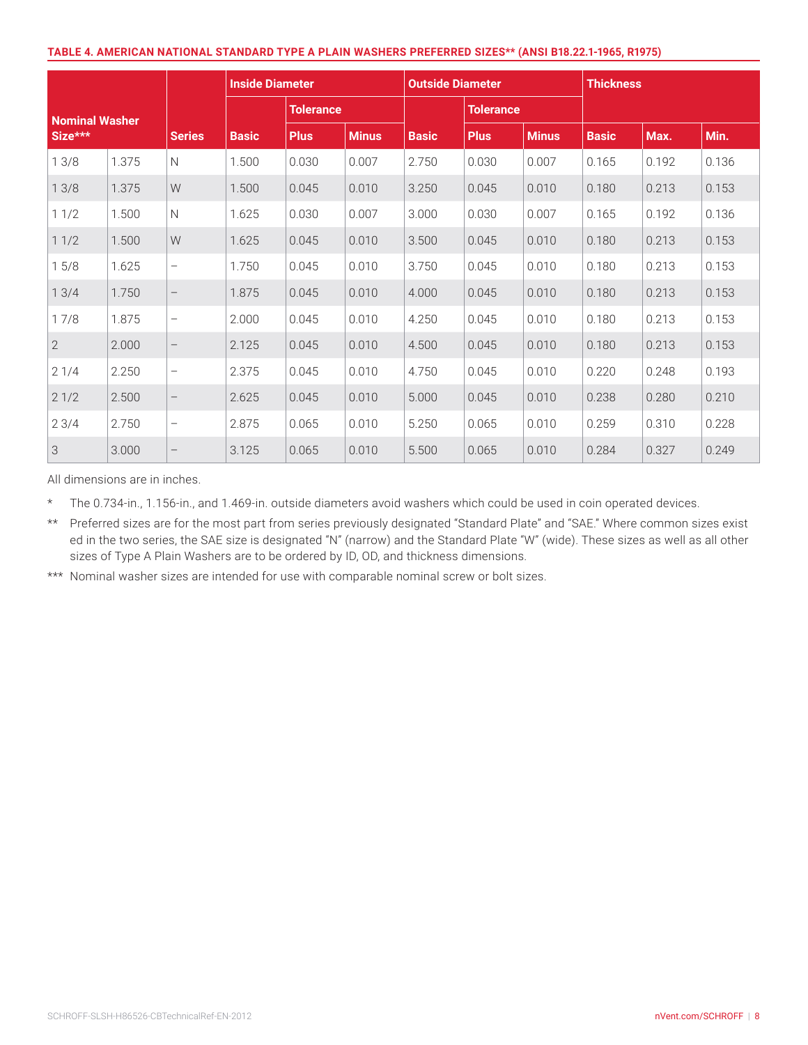**TABLE 4. AMERICAN NATIONAL STANDARD TYPE A PLAIN WASHERS PREFERRED SIZES** (ANSI B18.22.1-1965, R1975)**

| Nominal Washer Size*** | | Series | Inside Diameter | | | Outside Diameter | | | Thickness | | |
|---|---|---|---|---|---|---|---|---|---|---|---|
| | | | | Tolerance | | | Tolerance | | | | |
| | | | Basic | Plus | Minus | Basic | Plus | Minus | Basic | Max. | Min. |
| 1 3/8 | 1.375 | N | 1.500 | 0.030 | 0.007 | 2.750 | 0.030 | 0.007 | 0.165 | 0.192 | 0.136 |
| 1 3/8 | 1.375 | W | 1.500 | 0.045 | 0.010 | 3.250 | 0.045 | 0.010 | 0.180 | 0.213 | 0.153 |
| 1 1/2 | 1.500 | N | 1.625 | 0.030 | 0.007 | 3.000 | 0.030 | 0.007 | 0.165 | 0.192 | 0.136 |
| 1 1/2 | 1.500 | W | 1.625 | 0.045 | 0.010 | 3.500 | 0.045 | 0.010 | 0.180 | 0.213 | 0.153 |
| 1 5/8 | 1.625 | – | 1.750 | 0.045 | 0.010 | 3.750 | 0.045 | 0.010 | 0.180 | 0.213 | 0.153 |
| 1 3/4 | 1.750 | – | 1.875 | 0.045 | 0.010 | 4.000 | 0.045 | 0.010 | 0.180 | 0.213 | 0.153 |
| 1 7/8 | 1.875 | – | 2.000 | 0.045 | 0.010 | 4.250 | 0.045 | 0.010 | 0.180 | 0.213 | 0.153 |
| 2 | 2.000 | – | 2.125 | 0.045 | 0.010 | 4.500 | 0.045 | 0.010 | 0.180 | 0.213 | 0.153 |
| 2 1/4 | 2.250 | – | 2.375 | 0.045 | 0.010 | 4.750 | 0.045 | 0.010 | 0.220 | 0.248 | 0.193 |
| 2 1/2 | 2.500 | – | 2.625 | 0.045 | 0.010 | 5.000 | 0.045 | 0.010 | 0.238 | 0.280 | 0.210 |
| 2 3/4 | 2.750 | – | 2.875 | 0.065 | 0.010 | 5.250 | 0.065 | 0.010 | 0.259 | 0.310 | 0.228 |
| 3 | 3.000 | – | 3.125 | 0.065 | 0.010 | 5.500 | 0.065 | 0.010 | 0.284 | 0.327 | 0.249 |

All dimensions are in inches.

* The 0.734-in., 1.156-in., and 1.469-in. outside diameters avoid washers which could be used in coin operated devices.

** Preferred sizes are for the most part from series previously designated "Standard Plate" and "SAE." Where common sizes exist ed in the two series, the SAE size is designated "N" (narrow) and the Standard Plate "W" (wide). These sizes as well as all other sizes of Type A Plain Washers are to be ordered by ID, OD, and thickness dimensions.

*** Nominal washer sizes are intended for use with comparable nominal screw or bolt sizes.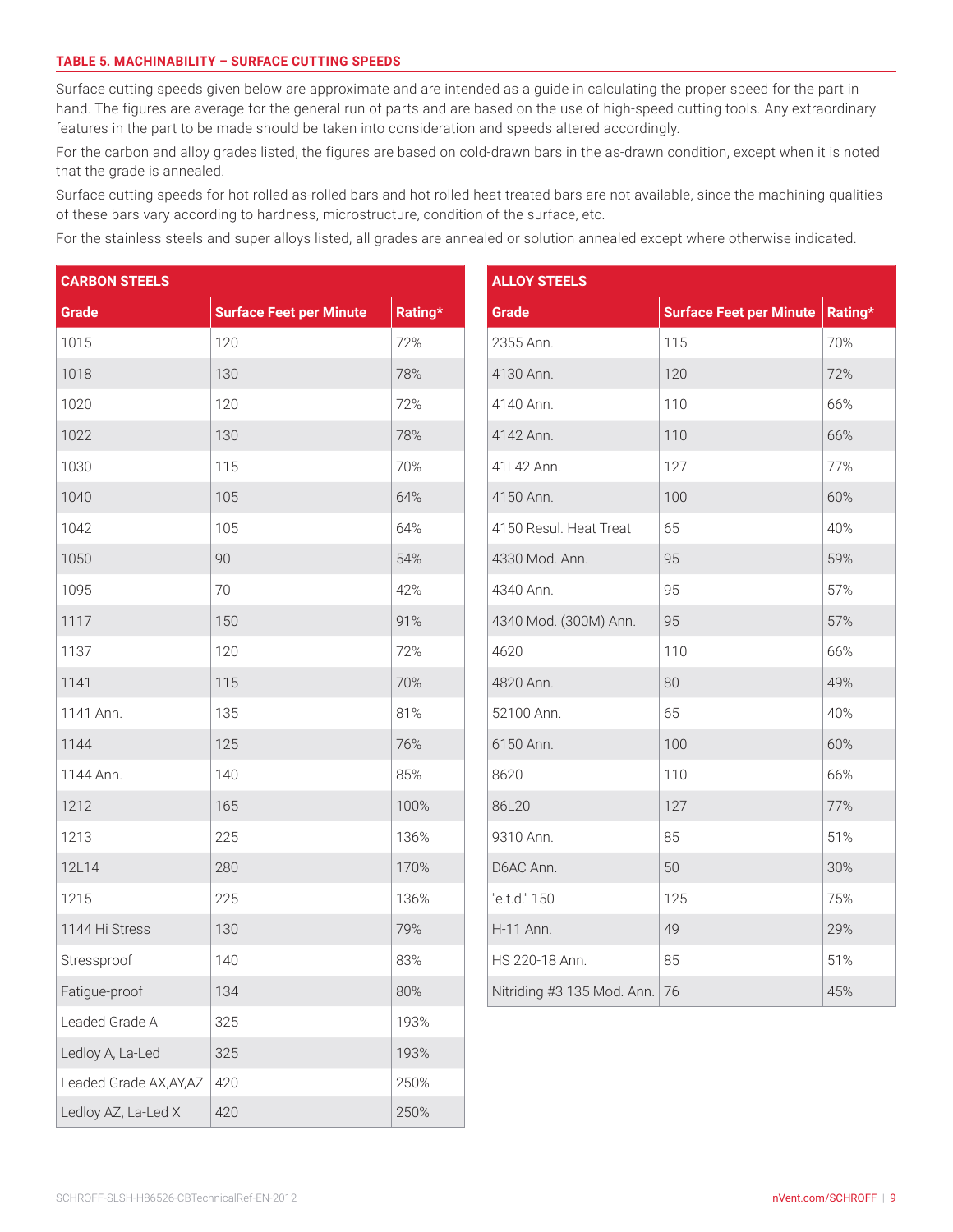**TABLE 5. MACHINABILITY – SURFACE CUTTING SPEEDS**

Surface cutting speeds given below are approximate and are intended as a guide in calculating the proper speed for the part in hand. The figures are average for the general run of parts and are based on the use of high-speed cutting tools. Any extraordinary features in the part to be made should be taken into consideration and speeds altered accordingly.

For the carbon and alloy grades listed, the figures are based on cold-drawn bars in the as-drawn condition, except when it is noted that the grade is annealed.

Surface cutting speeds for hot rolled as-rolled bars and hot rolled heat treated bars are not available, since the machining qualities of these bars vary according to hardness, microstructure, condition of the surface, etc.

For the stainless steels and super alloys listed, all grades are annealed or solution annealed except where otherwise indicated.

| CARBON STEELS | | |
|---|---|---|
| **Grade** | **Surface Feet per Minute** | **Rating*** |
| 1015 | 120 | 72% |
| 1018 | 130 | 78% |
| 1020 | 120 | 72% |
| 1022 | 130 | 78% |
| 1030 | 115 | 70% |
| 1040 | 105 | 64% |
| 1042 | 105 | 64% |
| 1050 | 90 | 54% |
| 1095 | 70 | 42% |
| 1117 | 150 | 91% |
| 1137 | 120 | 72% |
| 1141 | 115 | 70% |
| 1141 Ann. | 135 | 81% |
| 1144 | 125 | 76% |
| 1144 Ann. | 140 | 85% |
| 1212 | 165 | 100% |
| 1213 | 225 | 136% |
| 12L14 | 280 | 170% |
| 1215 | 225 | 136% |
| 1144 Hi Stress | 130 | 79% |
| Stressproof | 140 | 83% |
| Fatigue-proof | 134 | 80% |
| Leaded Grade A | 325 | 193% |
| Ledloy A, La-Led | 325 | 193% |
| Leaded Grade AX,AY,AZ | 420 | 250% |
| Ledloy AZ, La-Led X | 420 | 250% |

| ALLOY STEELS | | |
|---|---|---|
| **Grade** | **Surface Feet per Minute** | **Rating*** |
| 2355 Ann. | 115 | 70% |
| 4130 Ann. | 120 | 72% |
| 4140 Ann. | 110 | 66% |
| 4142 Ann. | 110 | 66% |
| 41L42 Ann. | 127 | 77% |
| 4150 Ann. | 100 | 60% |
| 4150 Resul. Heat Treat | 65 | 40% |
| 4330 Mod. Ann. | 95 | 59% |
| 4340 Ann. | 95 | 57% |
| 4340 Mod. (300M) Ann. | 95 | 57% |
| 4620 | 110 | 66% |
| 4820 Ann. | 80 | 49% |
| 52100 Ann. | 65 | 40% |
| 6150 Ann. | 100 | 60% |
| 8620 | 110 | 66% |
| 86L20 | 127 | 77% |
| 9310 Ann. | 85 | 51% |
| D6AC Ann. | 50 | 30% |
| "e.t.d." 150 | 125 | 75% |
| H-11 Ann. | 49 | 29% |
| HS 220-18 Ann. | 85 | 51% |
| Nitriding #3 135 Mod. Ann. | 76 | 45% |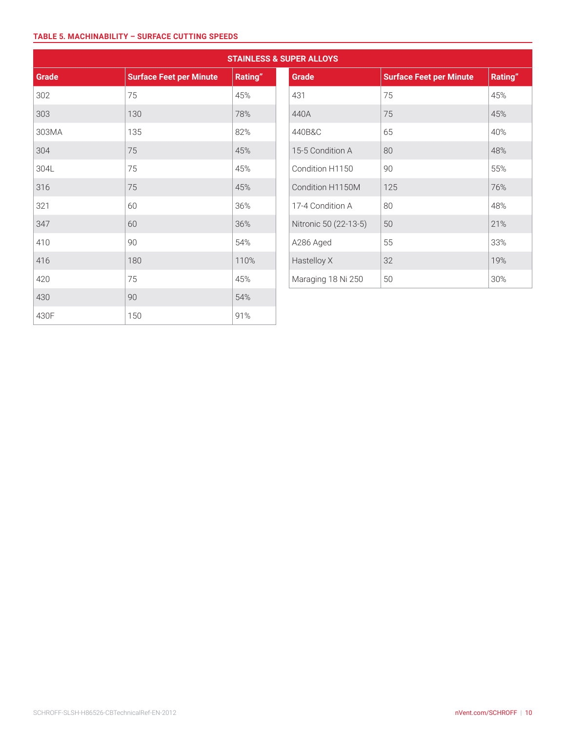**TABLE 5. MACHINABILITY – SURFACE CUTTING SPEEDS**

| STAINLESS & SUPER ALLOYS | | |
|---|---|---|
| **Grade** | **Surface Feet per Minute** | **Rating"** |
| 302 | 75 | 45% |
| 303 | 130 | 78% |
| 303MA | 135 | 82% |
| 304 | 75 | 45% |
| 304L | 75 | 45% |
| 316 | 75 | 45% |
| 321 | 60 | 36% |
| 347 | 60 | 36% |
| 410 | 90 | 54% |
| 416 | 180 | 110% |
| 420 | 75 | 45% |
| 430 | 90 | 54% |
| 430F | 150 | 91% |
| 431 | 75 | 45% |
| 440A | 75 | 45% |
| 440B&C | 65 | 40% |
| 15-5 Condition A | 80 | 48% |
| Condition H1150 | 90 | 55% |
| Condition H1150M | 125 | 76% |
| 17-4 Condition A | 80 | 48% |
| Nitronic 50 (22-13-5) | 50 | 21% |
| A286 Aged | 55 | 33% |
| Hastelloy X | 32 | 19% |
| Maraging 18 Ni 250 | 50 | 30% |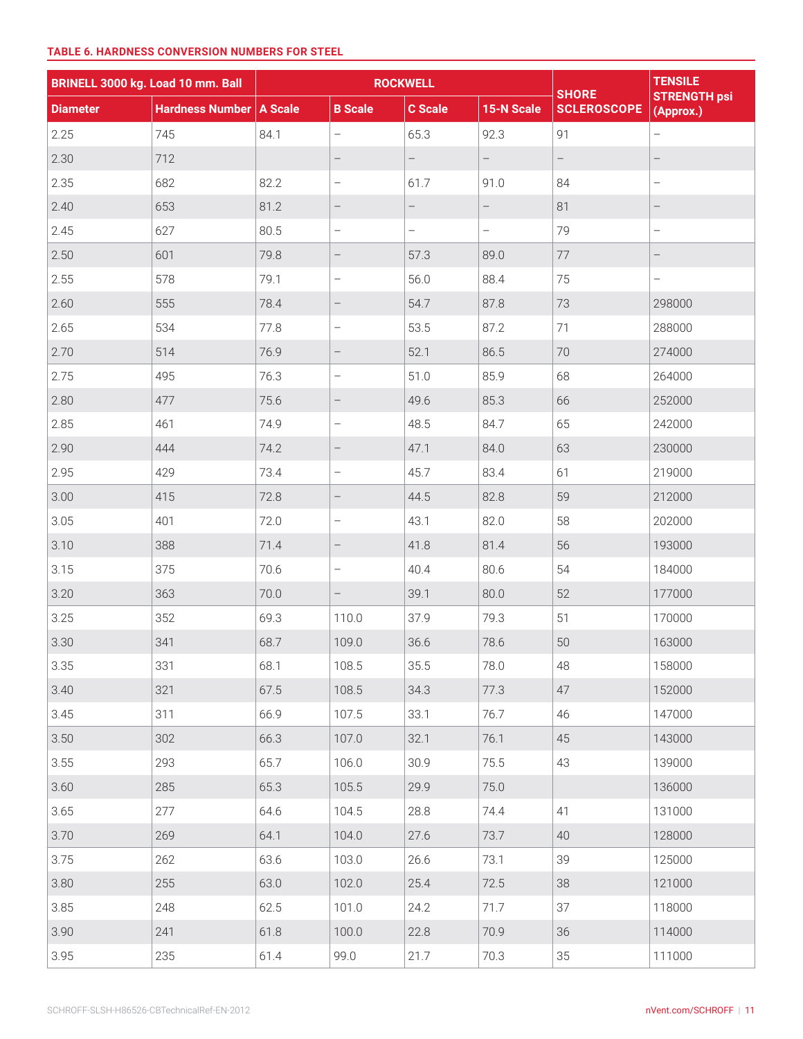**TABLE 6. HARDNESS CONVERSION NUMBERS FOR STEEL**

| BRINELL 3000 kg. Load 10 mm. Ball | | ROCKWELL | | | | SHORE SCLEROSCOPE | TENSILE STRENGTH psi (Approx.) |
|---|---|---|---|---|---|---|---|
| Diameter | Hardness Number | A Scale | B Scale | C Scale | 15-N Scale | | |
| 2.25 | 745 | 84.1 | – | 65.3 | 92.3 | 91 | – |
| 2.30 | 712 | | – | – | – | – | – |
| 2.35 | 682 | 82.2 | – | 61.7 | 91.0 | 84 | – |
| 2.40 | 653 | 81.2 | – | – | – | 81 | – |
| 2.45 | 627 | 80.5 | – | – | – | 79 | – |
| 2.50 | 601 | 79.8 | – | 57.3 | 89.0 | 77 | – |
| 2.55 | 578 | 79.1 | – | 56.0 | 88.4 | 75 | – |
| 2.60 | 555 | 78.4 | – | 54.7 | 87.8 | 73 | 298000 |
| 2.65 | 534 | 77.8 | – | 53.5 | 87.2 | 71 | 288000 |
| 2.70 | 514 | 76.9 | – | 52.1 | 86.5 | 70 | 274000 |
| 2.75 | 495 | 76.3 | – | 51.0 | 85.9 | 68 | 264000 |
| 2.80 | 477 | 75.6 | – | 49.6 | 85.3 | 66 | 252000 |
| 2.85 | 461 | 74.9 | – | 48.5 | 84.7 | 65 | 242000 |
| 2.90 | 444 | 74.2 | – | 47.1 | 84.0 | 63 | 230000 |
| 2.95 | 429 | 73.4 | – | 45.7 | 83.4 | 61 | 219000 |
| 3.00 | 415 | 72.8 | – | 44.5 | 82.8 | 59 | 212000 |
| 3.05 | 401 | 72.0 | – | 43.1 | 82.0 | 58 | 202000 |
| 3.10 | 388 | 71.4 | – | 41.8 | 81.4 | 56 | 193000 |
| 3.15 | 375 | 70.6 | – | 40.4 | 80.6 | 54 | 184000 |
| 3.20 | 363 | 70.0 | – | 39.1 | 80.0 | 52 | 177000 |
| 3.25 | 352 | 69.3 | 110.0 | 37.9 | 79.3 | 51 | 170000 |
| 3.30 | 341 | 68.7 | 109.0 | 36.6 | 78.6 | 50 | 163000 |
| 3.35 | 331 | 68.1 | 108.5 | 35.5 | 78.0 | 48 | 158000 |
| 3.40 | 321 | 67.5 | 108.5 | 34.3 | 77.3 | 47 | 152000 |
| 3.45 | 311 | 66.9 | 107.5 | 33.1 | 76.7 | 46 | 147000 |
| 3.50 | 302 | 66.3 | 107.0 | 32.1 | 76.1 | 45 | 143000 |
| 3.55 | 293 | 65.7 | 106.0 | 30.9 | 75.5 | 43 | 139000 |
| 3.60 | 285 | 65.3 | 105.5 | 29.9 | 75.0 | | 136000 |
| 3.65 | 277 | 64.6 | 104.5 | 28.8 | 74.4 | 41 | 131000 |
| 3.70 | 269 | 64.1 | 104.0 | 27.6 | 73.7 | 40 | 128000 |
| 3.75 | 262 | 63.6 | 103.0 | 26.6 | 73.1 | 39 | 125000 |
| 3.80 | 255 | 63.0 | 102.0 | 25.4 | 72.5 | 38 | 121000 |
| 3.85 | 248 | 62.5 | 101.0 | 24.2 | 71.7 | 37 | 118000 |
| 3.90 | 241 | 61.8 | 100.0 | 22.8 | 70.9 | 36 | 114000 |
| 3.95 | 235 | 61.4 | 99.0 | 21.7 | 70.3 | 35 | 111000 |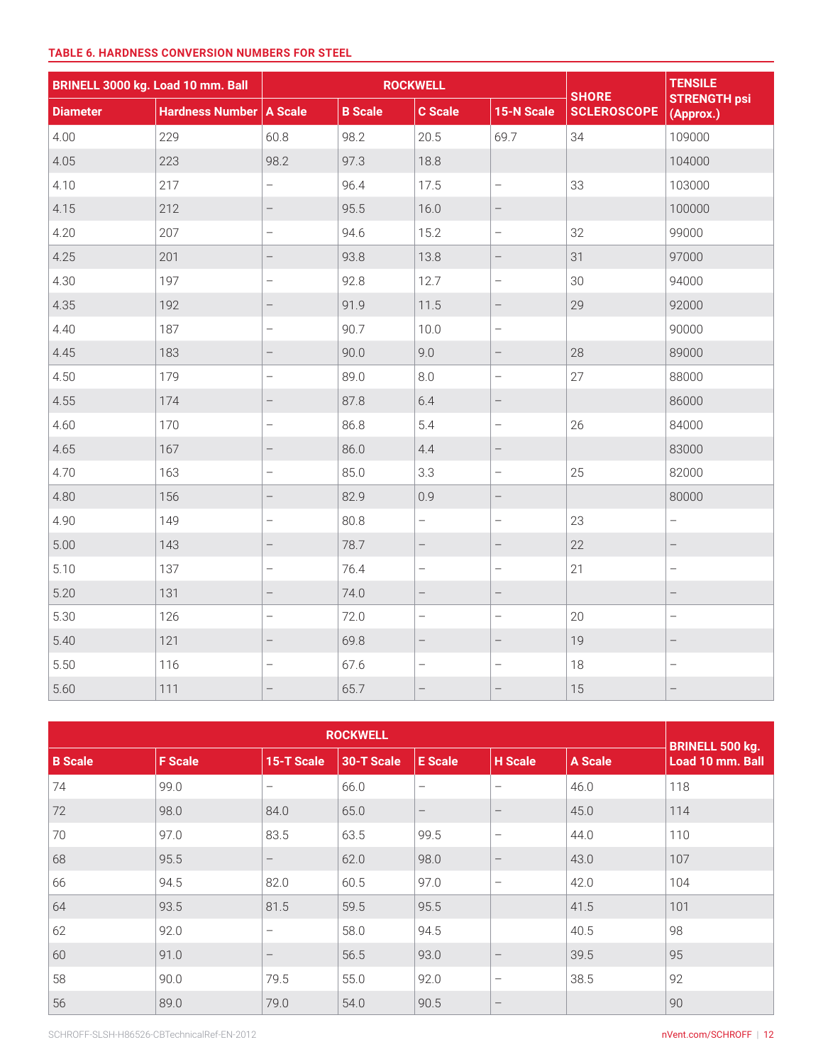**TABLE 6. HARDNESS CONVERSION NUMBERS FOR STEEL**

| BRINELL 3000 kg. Load 10 mm. Ball | | ROCKWELL | | | | SHORE SCLEROSCOPE | TENSILE STRENGTH psi (Approx.) |
|---|---|---|---|---|---|---|---|
| Diameter | Hardness Number | A Scale | B Scale | C Scale | 15-N Scale | | |
| 4.00 | 229 | 60.8 | 98.2 | 20.5 | 69.7 | 34 | 109000 |
| 4.05 | 223 | 98.2 | 97.3 | 18.8 | | | 104000 |
| 4.10 | 217 | – | 96.4 | 17.5 | – | 33 | 103000 |
| 4.15 | 212 | – | 95.5 | 16.0 | – | | 100000 |
| 4.20 | 207 | – | 94.6 | 15.2 | – | 32 | 99000 |
| 4.25 | 201 | – | 93.8 | 13.8 | – | 31 | 97000 |
| 4.30 | 197 | – | 92.8 | 12.7 | – | 30 | 94000 |
| 4.35 | 192 | – | 91.9 | 11.5 | – | 29 | 92000 |
| 4.40 | 187 | – | 90.7 | 10.0 | – | | 90000 |
| 4.45 | 183 | – | 90.0 | 9.0 | – | 28 | 89000 |
| 4.50 | 179 | – | 89.0 | 8.0 | – | 27 | 88000 |
| 4.55 | 174 | – | 87.8 | 6.4 | – | | 86000 |
| 4.60 | 170 | – | 86.8 | 5.4 | – | 26 | 84000 |
| 4.65 | 167 | – | 86.0 | 4.4 | – | | 83000 |
| 4.70 | 163 | – | 85.0 | 3.3 | – | 25 | 82000 |
| 4.80 | 156 | – | 82.9 | 0.9 | – | | 80000 |
| 4.90 | 149 | – | 80.8 | – | – | 23 | – |
| 5.00 | 143 | – | 78.7 | – | – | 22 | – |
| 5.10 | 137 | – | 76.4 | – | – | 21 | – |
| 5.20 | 131 | – | 74.0 | – | – | | – |
| 5.30 | 126 | – | 72.0 | – | – | 20 | – |
| 5.40 | 121 | – | 69.8 | – | – | 19 | – |
| 5.50 | 116 | – | 67.6 | – | – | 18 | – |
| 5.60 | 111 | – | 65.7 | – | – | 15 | – |

| ROCKWELL | | | | | | | BRINELL 500 kg. Load 10 mm. Ball |
|---|---|---|---|---|---|---|---|
| B Scale | F Scale | 15-T Scale | 30-T Scale | E Scale | H Scale | A Scale | |
| 74 | 99.0 | – | 66.0 | – | – | 46.0 | 118 |
| 72 | 98.0 | 84.0 | 65.0 | – | – | 45.0 | 114 |
| 70 | 97.0 | 83.5 | 63.5 | 99.5 | – | 44.0 | 110 |
| 68 | 95.5 | – | 62.0 | 98.0 | – | 43.0 | 107 |
| 66 | 94.5 | 82.0 | 60.5 | 97.0 | – | 42.0 | 104 |
| 64 | 93.5 | 81.5 | 59.5 | 95.5 | | 41.5 | 101 |
| 62 | 92.0 | – | 58.0 | 94.5 | | 40.5 | 98 |
| 60 | 91.0 | – | 56.5 | 93.0 | – | 39.5 | 95 |
| 58 | 90.0 | 79.5 | 55.0 | 92.0 | – | 38.5 | 92 |
| 56 | 89.0 | 79.0 | 54.0 | 90.5 | – | | 90 |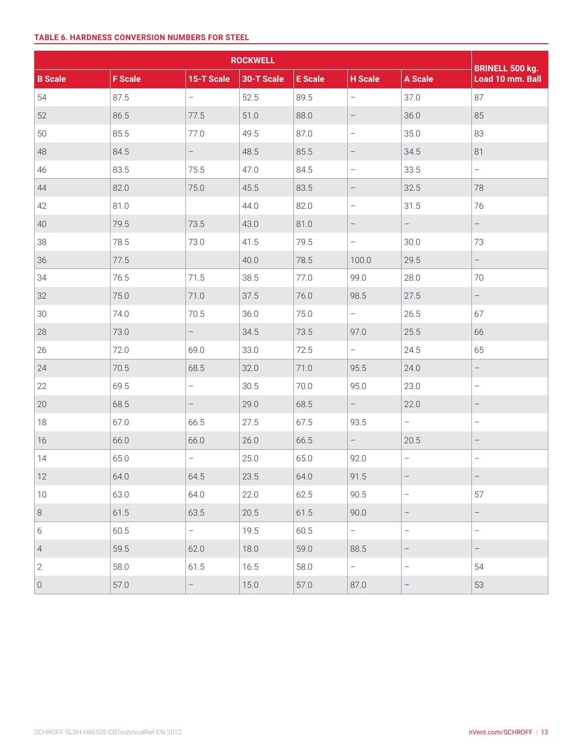#### TABLE 6. HARDNESS CONVERSION NUMBERS FOR STEEL

| ROCKWELL | | | | | | | BRINELL 500 kg. Load 10 mm. Ball |
|---|---|---|---|---|---|---|---|
| B Scale | F Scale | 15-T Scale | 30-T Scale | E Scale | H Scale | A Scale | |
| 54 | 87.5 | – | 52.5 | 89.5 | – | 37.0 | 87 |
| 52 | 86.5 | 77.5 | 51.0 | 88.0 | – | 36.0 | 85 |
| 50 | 85.5 | 77.0 | 49.5 | 87.0 | – | 35.0 | 83 |
| 48 | 84.5 | – | 48.5 | 85.5 | – | 34.5 | 81 |
| 46 | 83.5 | 75.5 | 47.0 | 84.5 | – | 33.5 | – |
| 44 | 82.0 | 75.0 | 45.5 | 83.5 | – | 32.5 | 78 |
| 42 | 81.0 | | 44.0 | 82.0 | – | 31.5 | 76 |
| 40 | 79.5 | 73.5 | 43.0 | 81.0 | – | – | – |
| 38 | 78.5 | 73.0 | 41.5 | 79.5 | – | 30.0 | 73 |
| 36 | 77.5 | | 40.0 | 78.5 | 100.0 | 29.5 | – |
| 34 | 76.5 | 71.5 | 38.5 | 77.0 | 99.0 | 28.0 | 70 |
| 32 | 75.0 | 71.0 | 37.5 | 76.0 | 98.5 | 27.5 | – |
| 30 | 74.0 | 70.5 | 36.0 | 75.0 | – | 26.5 | 67 |
| 28 | 73.0 | – | 34.5 | 73.5 | 97.0 | 25.5 | 66 |
| 26 | 72.0 | 69.0 | 33.0 | 72.5 | – | 24.5 | 65 |
| 24 | 70.5 | 68.5 | 32.0 | 71.0 | 95.5 | 24.0 | – |
| 22 | 69.5 | – | 30.5 | 70.0 | 95.0 | 23.0 | – |
| 20 | 68.5 | – | 29.0 | 68.5 | – | 22.0 | – |
| 18 | 67.0 | 66.5 | 27.5 | 67.5 | 93.5 | – | – |
| 16 | 66.0 | 66.0 | 26.0 | 66.5 | – | 20.5 | – |
| 14 | 65.0 | – | 25.0 | 65.0 | 92.0 | – | – |
| 12 | 64.0 | 64.5 | 23.5 | 64.0 | 91.5 | – | – |
| 10 | 63.0 | 64.0 | 22.0 | 62.5 | 90.5 | – | 57 |
| 8 | 61.5 | 63.5 | 20.5 | 61.5 | 90.0 | – | – |
| 6 | 60.5 | – | 19.5 | 60.5 | – | – | – |
| 4 | 59.5 | 62.0 | 18.0 | 59.0 | 88.5 | – | – |
| 2 | 58.0 | 61.5 | 16.5 | 58.0 | – | – | 54 |
| 0 | 57.0 | – | 15.0 | 57.0 | 87.0 | – | 53 |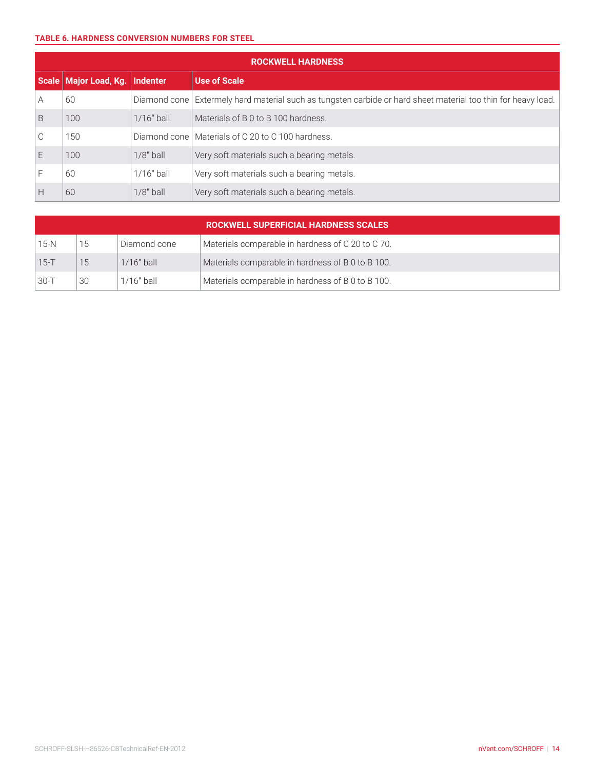**TABLE 6. HARDNESS CONVERSION NUMBERS FOR STEEL**

| ROCKWELL HARDNESS | | | |
|---|---|---|---|
| **Scale** | **Major Load, Kg.** | **Indenter** | **Use of Scale** |
| A | 60 | Diamond cone | Extermely hard material such as tungsten carbide or hard sheet material too thin for heavy load. |
| B | 100 | 1/16" ball | Materials of B 0 to B 100 hardness. |
| C | 150 | Diamond cone | Materials of C 20 to C 100 hardness. |
| E | 100 | 1/8" ball | Very soft materials such a bearing metals. |
| F | 60 | 1/16" ball | Very soft materials such a bearing metals. |
| H | 60 | 1/8" ball | Very soft materials such a bearing metals. |

| ROCKWELL SUPERFICIAL HARDNESS SCALES | | | |
|---|---|---|---|
| 15-N | 15 | Diamond cone | Materials comparable in hardness of C 20 to C 70. |
| 15-T | 15 | 1/16" ball | Materials comparable in hardness of B 0 to B 100. |
| 30-T | 30 | 1/16" ball | Materials comparable in hardness of B 0 to B 100. |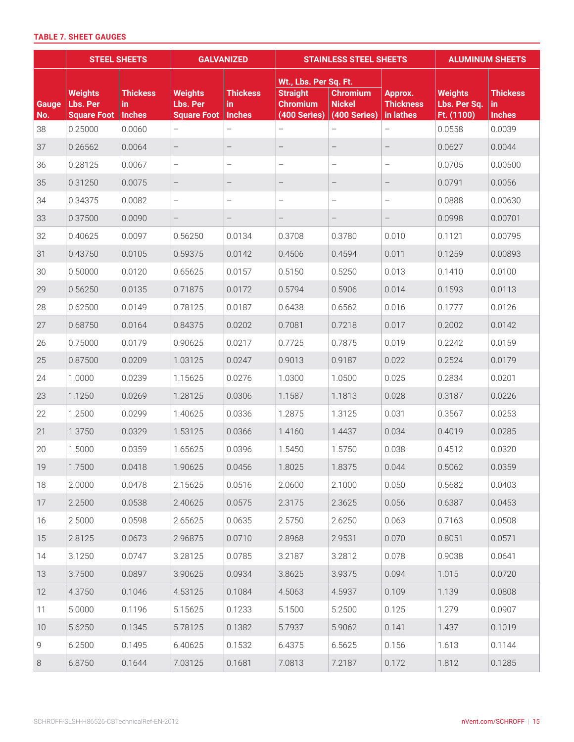#### TABLE 7. SHEET GAUGES

| Gauge No. | STEEL SHEETS | | GALVANIZED | | STAINLESS STEEL SHEETS | | | ALUMINUM SHEETS | |
|---|---|---|---|---|---|---|---|---|---|
| | Weights Lbs. Per Square Foot | Thickess in Inches | Weights Lbs. Per Square Foot | Thickess in Inches | Wt., Lbs. Per Sq. Ft. Straight Chromium (400 Series) | Wt., Lbs. Per Sq. Ft. Chromium Nickel (400 Series) | Approx. Thickness in lathes | Weights Lbs. Per Sq. Ft. (1100) | Thickess in Inches |
| 38 | 0.25000 | 0.0060 | – | – | – | – | – | 0.0558 | 0.0039 |
| 37 | 0.26562 | 0.0064 | – | – | – | – | – | 0.0627 | 0.0044 |
| 36 | 0.28125 | 0.0067 | – | – | – | – | – | 0.0705 | 0.00500 |
| 35 | 0.31250 | 0.0075 | – | – | – | – | – | 0.0791 | 0.0056 |
| 34 | 0.34375 | 0.0082 | – | – | – | – | – | 0.0888 | 0.00630 |
| 33 | 0.37500 | 0.0090 | – | – | – | – | – | 0.0998 | 0.00701 |
| 32 | 0.40625 | 0.0097 | 0.56250 | 0.0134 | 0.3708 | 0.3780 | 0.010 | 0.1121 | 0.00795 |
| 31 | 0.43750 | 0.0105 | 0.59375 | 0.0142 | 0.4506 | 0.4594 | 0.011 | 0.1259 | 0.00893 |
| 30 | 0.50000 | 0.0120 | 0.65625 | 0.0157 | 0.5150 | 0.5250 | 0.013 | 0.1410 | 0.0100 |
| 29 | 0.56250 | 0.0135 | 0.71875 | 0.0172 | 0.5794 | 0.5906 | 0.014 | 0.1593 | 0.0113 |
| 28 | 0.62500 | 0.0149 | 0.78125 | 0.0187 | 0.6438 | 0.6562 | 0.016 | 0.1777 | 0.0126 |
| 27 | 0.68750 | 0.0164 | 0.84375 | 0.0202 | 0.7081 | 0.7218 | 0.017 | 0.2002 | 0.0142 |
| 26 | 0.75000 | 0.0179 | 0.90625 | 0.0217 | 0.7725 | 0.7875 | 0.019 | 0.2242 | 0.0159 |
| 25 | 0.87500 | 0.0209 | 1.03125 | 0.0247 | 0.9013 | 0.9187 | 0.022 | 0.2524 | 0.0179 |
| 24 | 1.0000 | 0.0239 | 1.15625 | 0.0276 | 1.0300 | 1.0500 | 0.025 | 0.2834 | 0.0201 |
| 23 | 1.1250 | 0.0269 | 1.28125 | 0.0306 | 1.1587 | 1.1813 | 0.028 | 0.3187 | 0.0226 |
| 22 | 1.2500 | 0.0299 | 1.40625 | 0.0336 | 1.2875 | 1.3125 | 0.031 | 0.3567 | 0.0253 |
| 21 | 1.3750 | 0.0329 | 1.53125 | 0.0366 | 1.4160 | 1.4437 | 0.034 | 0.4019 | 0.0285 |
| 20 | 1.5000 | 0.0359 | 1.65625 | 0.0396 | 1.5450 | 1.5750 | 0.038 | 0.4512 | 0.0320 |
| 19 | 1.7500 | 0.0418 | 1.90625 | 0.0456 | 1.8025 | 1.8375 | 0.044 | 0.5062 | 0.0359 |
| 18 | 2.0000 | 0.0478 | 2.15625 | 0.0516 | 2.0600 | 2.1000 | 0.050 | 0.5682 | 0.0403 |
| 17 | 2.2500 | 0.0538 | 2.40625 | 0.0575 | 2.3175 | 2.3625 | 0.056 | 0.6387 | 0.0453 |
| 16 | 2.5000 | 0.0598 | 2.65625 | 0.0635 | 2.5750 | 2.6250 | 0.063 | 0.7163 | 0.0508 |
| 15 | 2.8125 | 0.0673 | 2.96875 | 0.0710 | 2.8968 | 2.9531 | 0.070 | 0.8051 | 0.0571 |
| 14 | 3.1250 | 0.0747 | 3.28125 | 0.0785 | 3.2187 | 3.2812 | 0.078 | 0.9038 | 0.0641 |
| 13 | 3.7500 | 0.0897 | 3.90625 | 0.0934 | 3.8625 | 3.9375 | 0.094 | 1.015 | 0.0720 |
| 12 | 4.3750 | 0.1046 | 4.53125 | 0.1084 | 4.5063 | 4.5937 | 0.109 | 1.139 | 0.0808 |
| 11 | 5.0000 | 0.1196 | 5.15625 | 0.1233 | 5.1500 | 5.2500 | 0.125 | 1.279 | 0.0907 |
| 10 | 5.6250 | 0.1345 | 5.78125 | 0.1382 | 5.7937 | 5.9062 | 0.141 | 1.437 | 0.1019 |
| 9 | 6.2500 | 0.1495 | 6.40625 | 0.1532 | 6.4375 | 6.5625 | 0.156 | 1.613 | 0.1144 |
| 8 | 6.8750 | 0.1644 | 7.03125 | 0.1681 | 7.0813 | 7.2187 | 0.172 | 1.812 | 0.1285 |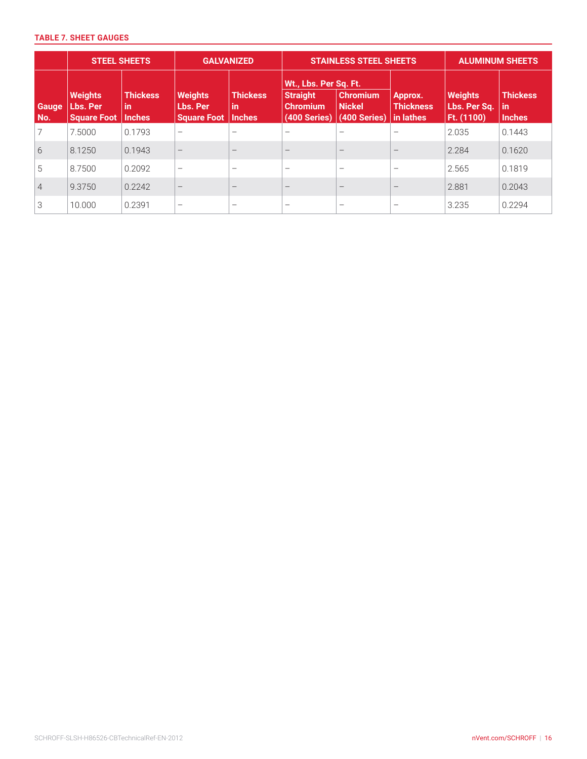**TABLE 7. SHEET GAUGES**

| | STEEL SHEETS | | GALVANIZED | | STAINLESS STEEL SHEETS | | | ALUMINUM SHEETS | |
|---|---|---|---|---|---|---|---|---|---|
| | | | | | Wt., Lbs. Per Sq. Ft. | | | | |
| Gauge No. | Weights Lbs. Per Square Foot | Thickess in Inches | Weights Lbs. Per Square Foot | Thickess in Inches | Straight Chromium (400 Series) | Chromium Nickel (400 Series) | Approx. Thickness in lathes | Weights Lbs. Per Sq. Ft. (1100) | Thickess in Inches |
| 7 | 7.5000 | 0.1793 | – | – | – | – | – | 2.035 | 0.1443 |
| 6 | 8.1250 | 0.1943 | – | – | – | – | – | 2.284 | 0.1620 |
| 5 | 8.7500 | 0.2092 | – | – | – | – | – | 2.565 | 0.1819 |
| 4 | 9.3750 | 0.2242 | – | – | – | – | – | 2.881 | 0.2043 |
| 3 | 10.000 | 0.2391 | – | – | – | – | – | 3.235 | 0.2294 |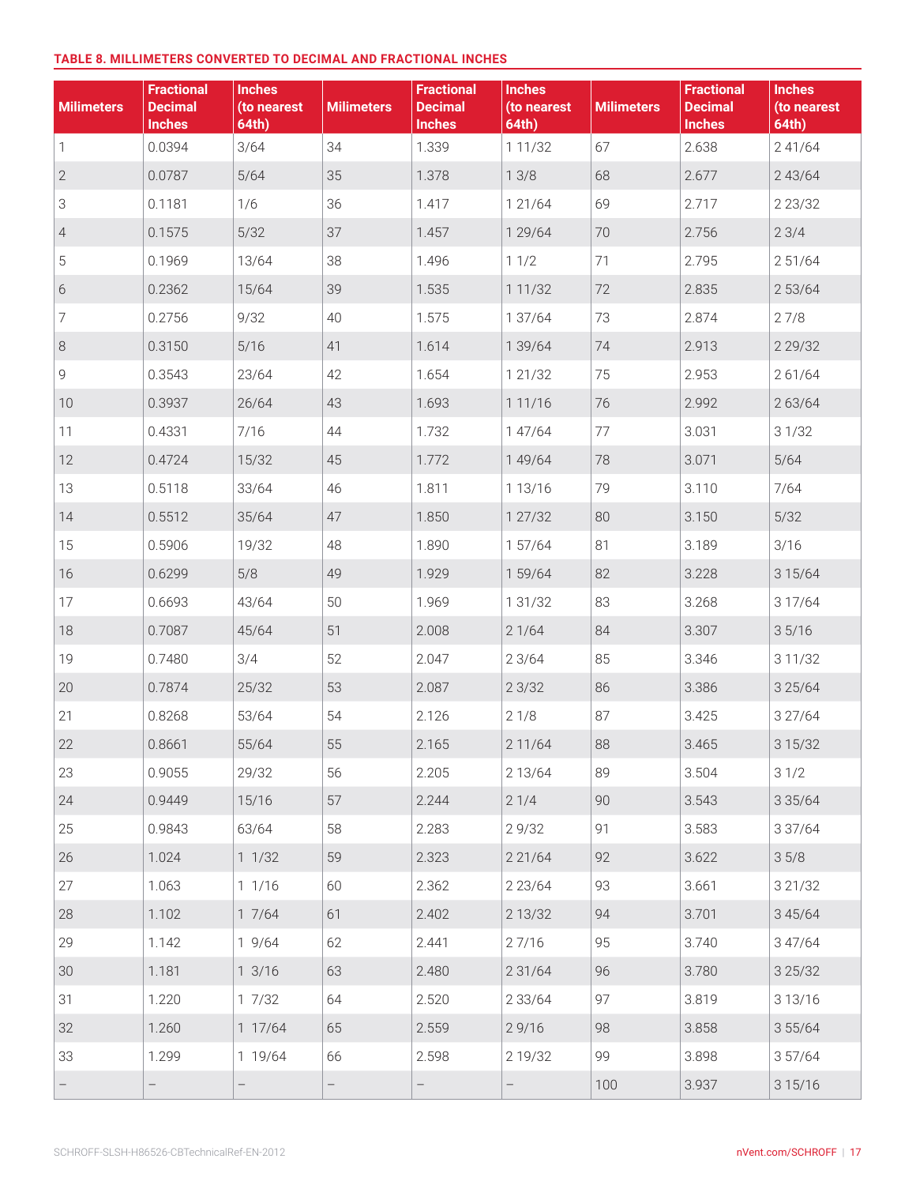**TABLE 8. MILLIMETERS CONVERTED TO DECIMAL AND FRACTIONAL INCHES**

| Milimeters | Fractional Decimal Inches | Inches (to nearest 64th) | Milimeters | Fractional Decimal Inches | Inches (to nearest 64th) | Milimeters | Fractional Decimal Inches | Inches (to nearest 64th) |
|---|---|---|---|---|---|---|---|---|
| 1 | 0.0394 | 3/64 | 34 | 1.339 | 1 11/32 | 67 | 2.638 | 2 41/64 |
| 2 | 0.0787 | 5/64 | 35 | 1.378 | 1 3/8 | 68 | 2.677 | 2 43/64 |
| 3 | 0.1181 | 1/6 | 36 | 1.417 | 1 21/64 | 69 | 2.717 | 2 23/32 |
| 4 | 0.1575 | 5/32 | 37 | 1.457 | 1 29/64 | 70 | 2.756 | 2 3/4 |
| 5 | 0.1969 | 13/64 | 38 | 1.496 | 1 1/2 | 71 | 2.795 | 2 51/64 |
| 6 | 0.2362 | 15/64 | 39 | 1.535 | 1 11/32 | 72 | 2.835 | 2 53/64 |
| 7 | 0.2756 | 9/32 | 40 | 1.575 | 1 37/64 | 73 | 2.874 | 2 7/8 |
| 8 | 0.3150 | 5/16 | 41 | 1.614 | 1 39/64 | 74 | 2.913 | 2 29/32 |
| 9 | 0.3543 | 23/64 | 42 | 1.654 | 1 21/32 | 75 | 2.953 | 2 61/64 |
| 10 | 0.3937 | 26/64 | 43 | 1.693 | 1 11/16 | 76 | 2.992 | 2 63/64 |
| 11 | 0.4331 | 7/16 | 44 | 1.732 | 1 47/64 | 77 | 3.031 | 3 1/32 |
| 12 | 0.4724 | 15/32 | 45 | 1.772 | 1 49/64 | 78 | 3.071 | 5/64 |
| 13 | 0.5118 | 33/64 | 46 | 1.811 | 1 13/16 | 79 | 3.110 | 7/64 |
| 14 | 0.5512 | 35/64 | 47 | 1.850 | 1 27/32 | 80 | 3.150 | 5/32 |
| 15 | 0.5906 | 19/32 | 48 | 1.890 | 1 57/64 | 81 | 3.189 | 3/16 |
| 16 | 0.6299 | 5/8 | 49 | 1.929 | 1 59/64 | 82 | 3.228 | 3 15/64 |
| 17 | 0.6693 | 43/64 | 50 | 1.969 | 1 31/32 | 83 | 3.268 | 3 17/64 |
| 18 | 0.7087 | 45/64 | 51 | 2.008 | 2 1/64 | 84 | 3.307 | 3 5/16 |
| 19 | 0.7480 | 3/4 | 52 | 2.047 | 2 3/64 | 85 | 3.346 | 3 11/32 |
| 20 | 0.7874 | 25/32 | 53 | 2.087 | 2 3/32 | 86 | 3.386 | 3 25/64 |
| 21 | 0.8268 | 53/64 | 54 | 2.126 | 2 1/8 | 87 | 3.425 | 3 27/64 |
| 22 | 0.8661 | 55/64 | 55 | 2.165 | 2 11/64 | 88 | 3.465 | 3 15/32 |
| 23 | 0.9055 | 29/32 | 56 | 2.205 | 2 13/64 | 89 | 3.504 | 3 1/2 |
| 24 | 0.9449 | 15/16 | 57 | 2.244 | 2 1/4 | 90 | 3.543 | 3 35/64 |
| 25 | 0.9843 | 63/64 | 58 | 2.283 | 2 9/32 | 91 | 3.583 | 3 37/64 |
| 26 | 1.024 | 1 1/32 | 59 | 2.323 | 2 21/64 | 92 | 3.622 | 3 5/8 |
| 27 | 1.063 | 1 1/16 | 60 | 2.362 | 2 23/64 | 93 | 3.661 | 3 21/32 |
| 28 | 1.102 | 1 7/64 | 61 | 2.402 | 2 13/32 | 94 | 3.701 | 3 45/64 |
| 29 | 1.142 | 1 9/64 | 62 | 2.441 | 2 7/16 | 95 | 3.740 | 3 47/64 |
| 30 | 1.181 | 1 3/16 | 63 | 2.480 | 2 31/64 | 96 | 3.780 | 3 25/32 |
| 31 | 1.220 | 1 7/32 | 64 | 2.520 | 2 33/64 | 97 | 3.819 | 3 13/16 |
| 32 | 1.260 | 1 17/64 | 65 | 2.559 | 2 9/16 | 98 | 3.858 | 3 55/64 |
| 33 | 1.299 | 1 19/64 | 66 | 2.598 | 2 19/32 | 99 | 3.898 | 3 57/64 |
| – | – | – | – | – | – | 100 | 3.937 | 3 15/16 |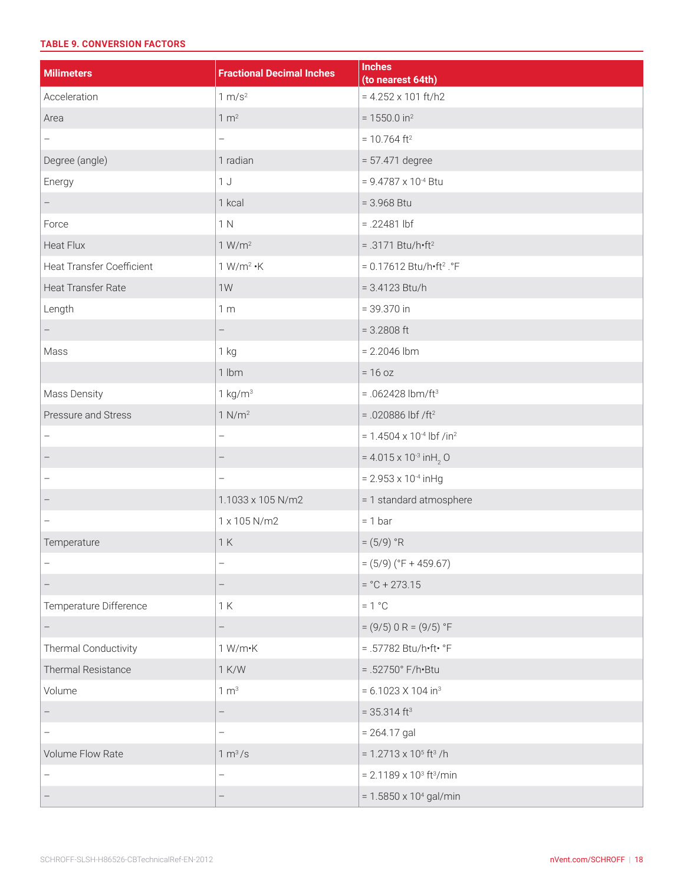**TABLE 9. CONVERSION FACTORS**

| Milimeters | Fractional Decimal Inches | Inches (to nearest 64th) |
|---|---|---|
| Acceleration | 1 $m/s^2$ | = 4.252 x 101 ft/h2 |
| Area | 1 $m^2$ | = 1550.0 $in^2$ |
| – | – | = 10.764 $ft^2$ |
| Degree (angle) | 1 radian | = 57.471 degree |
| Energy | 1 J | = 9.4787 x $10^{-4}$ Btu |
| – | 1 kcal | = 3.968 Btu |
| Force | 1 N | = .22481 lbf |
| Heat Flux | 1 $W/m^2$ | = .3171 Btu/h•$ft^2$ |
| Heat Transfer Coefficient | 1 $W/m^2$ •K | = 0.17612 Btu/h•$ft^2$ .°F |
| Heat Transfer Rate | 1W | = 3.4123 Btu/h |
| Length | 1 m | = 39.370 in |
| – | – | = 3.2808 ft |
| Mass | 1 kg | = 2.2046 lbm |
| | 1 lbm | = 16 oz |
| Mass Density | 1 $kg/m^3$ | = .062428 $lbm/ft^3$ |
| Pressure and Stress | 1 $N/m^2$ | = .020886 lbf /$ft^2$ |
| – | – | = 1.4504 x $10^{-4}$ lbf /$in^2$ |
| – | – | = 4.015 x $10^{-3}$ $inH_2O$ |
| – | – | = 2.953 x $10^{-4}$ inHg |
| – | 1.1033 x 105 N/m2 | = 1 standard atmosphere |
| – | 1 x 105 N/m2 | = 1 bar |
| Temperature | 1 K | = (5/9) °R |
| – | – | = (5/9) (°F + 459.67) |
| – | – | = °C + 273.15 |
| Temperature Difference | 1 K | = 1 °C |
| – | – | = (9/5) 0 R = (9/5) °F |
| Thermal Conductivity | 1 W/m•K | = .57782 Btu/h•ft• °F |
| Thermal Resistance | 1 K/W | = .52750° F/h•Btu |
| Volume | 1 $m^3$ | = 6.1023 X 104 $in^3$ |
| – | – | = 35.314 $ft^3$ |
| – | – | = 264.17 gal |
| Volume Flow Rate | 1 $m^3$/s | = 1.2713 x $10^5$ $ft^3$ /h |
| – | – | = 2.1189 x $10^3$ $ft^3$/min |
| – | – | = 1.5850 x $10^4$ gal/min |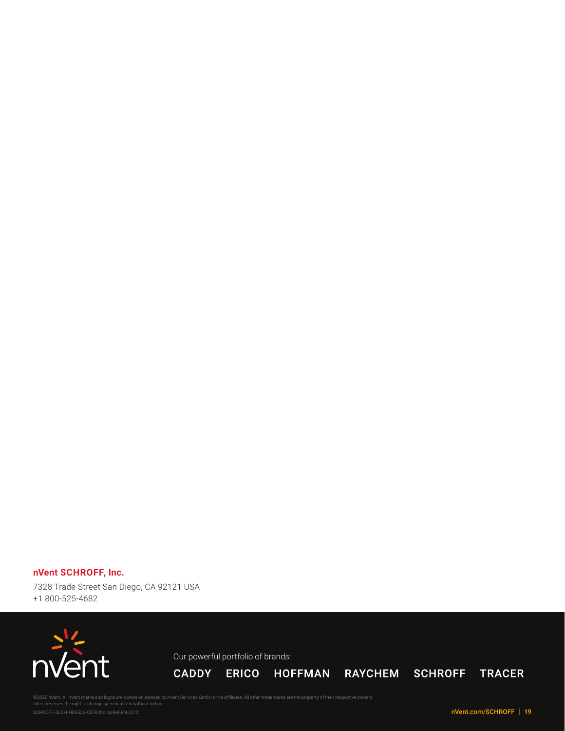**nVent SCHROFF, Inc.**

7328 Trade Street San Diego, CA 92121 USA
+1 800-525-4682

nVent

Our powerful portfolio of brands:

CADDY ERICO HOFFMAN RAYCHEM SCHROFF TRACER

©2020 nVent. All nVent marks and logos are owned or licensed by nVent Services GmbH or its affiliates. All other trademarks are the property of their respective owners.
nVent reserves the right to change specifications without notice.

SCHROFF-SLSH-H86526-CBTechnicalRef-EN-2012

nVent.com/SCHROFF